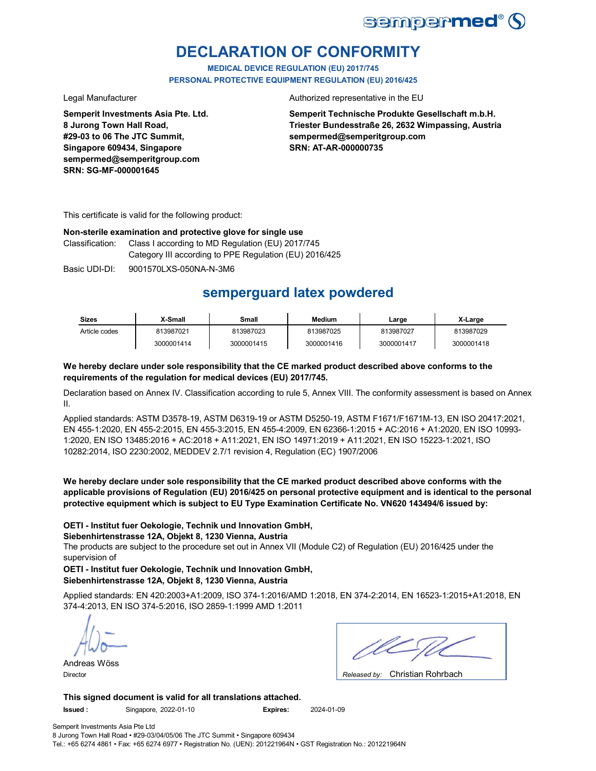# DECLARATION OF CONFORMITY

**MEDICAL DEVICE REGULATION (EU) 2017/745**
**PERSONAL PROTECTIVE EQUIPMENT REGULATION (EU) 2016/425**

Legal Manufacturer

**Semperit Investments Asia Pte. Ltd.**
**8 Jurong Town Hall Road,**
**#29-03 to 06 The JTC Summit,**
**Singapore 609434, Singapore**
**sempermed@semperitgroup.com**
**SRN: SG-MF-000001645**

Authorized representative in the EU

**Semperit Technische Produkte Gesellschaft m.b.H.**
**Triester Bundesstraße 26, 2632 Wimpassing, Austria**
**sempermed@semperitgroup.com**
**SRN: AT-AR-000000735**

This certificate is valid for the following product:

**Non-sterile examination and protective glove for single use**

Classification: Class I according to MD Regulation (EU) 2017/745
Category III according to PPE Regulation (EU) 2016/425

Basic UDI-DI: 9001570LXS-050NA-N-3M6

## semperguard latex powdered

| Sizes | X-Small | Small | Medium | Large | X-Large |
|---|---|---|---|---|---|
| Article codes | 813987021 | 813987023 | 813987025 | 813987027 | 813987029 |
| | 3000001414 | 3000001415 | 3000001416 | 3000001417 | 3000001418 |

**We hereby declare under sole responsibility that the CE marked product described above conforms to the requirements of the regulation for medical devices (EU) 2017/745.**

Declaration based on Annex IV. Classification according to rule 5, Annex VIII. The conformity assessment is based on Annex II.

Applied standards: ASTM D3578-19, ASTM D6319-19 or ASTM D5250-19, ASTM F1671/F1671M-13, EN ISO 20417:2021, EN 455-1:2020, EN 455-2:2015, EN 455-3:2015, EN 455-4:2009, EN 62366-1:2015 + AC:2016 + A1:2020, EN ISO 10993-1:2020, EN ISO 13485:2016 + AC:2018 + A11:2021, EN ISO 14971:2019 + A11:2021, EN ISO 15223-1:2021, ISO 10282:2014, ISO 2230:2002, MEDDEV 2.7/1 revision 4, Regulation (EC) 1907/2006

**We hereby declare under sole responsibility that the CE marked product described above conforms with the applicable provisions of Regulation (EU) 2016/425 on personal protective equipment and is identical to the personal protective equipment which is subject to EU Type Examination Certificate No. VN620 143494/6 issued by:**

**OETI - Institut fuer Oekologie, Technik und Innovation GmbH,**
**Siebenhirtenstrasse 12A, Objekt 8, 1230 Vienna, Austria**
The products are subject to the procedure set out in Annex VII (Module C2) of Regulation (EU) 2016/425 under the supervision of
**OETI - Institut fuer Oekologie, Technik und Innovation GmbH,**
**Siebenhirtenstrasse 12A, Objekt 8, 1230 Vienna, Austria**

Applied standards: EN 420:2003+A1:2009, ISO 374-1:2016/AMD 1:2018, EN 374-2:2014, EN 16523-1:2015+A1:2018, EN 374-4:2013, EN ISO 374-5:2016, ISO 2859-1:1999 AMD 1:2011

Andreas Wöss
Director

*Released by:* Christian Rohrbach

**This signed document is valid for all translations attached.**

**Issued :** Singapore, 2022-01-10 **Expires:** 2024-01-09

Semperit Investments Asia Pte Ltd
8 Jurong Town Hall Road • #29-03/04/05/06 The JTC Summit • Singapore 609434
Tel.: +65 6274 4861 • Fax: +65 6274 6977 • Registration No. (UEN): 201221964N • GST Registration No.: 201221964N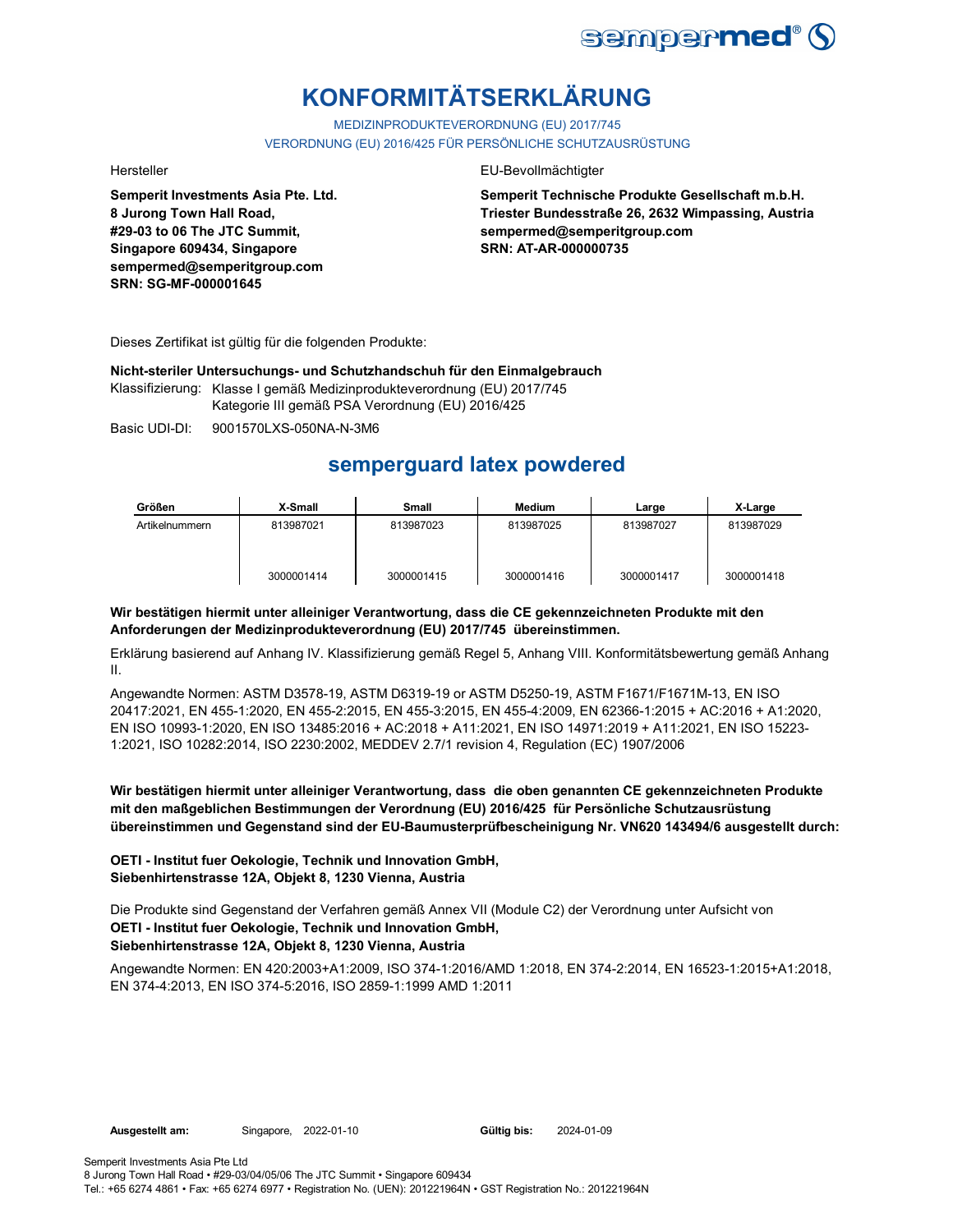# KONFORMITÄTSERKLÄRUNG

MEDIZINPRODUKTEVERORDNUNG (EU) 2017/745
VERORDNUNG (EU) 2016/425 FÜR PERSÖNLICHE SCHUTZAUSRÜSTUNG

Hersteller

**Semperit Investments Asia Pte. Ltd.**
**8 Jurong Town Hall Road,**
**#29-03 to 06 The JTC Summit,**
**Singapore 609434, Singapore**
**sempermed@semperitgroup.com**
**SRN: SG-MF-000001645**

EU-Bevollmächtigter

**Semperit Technische Produkte Gesellschaft m.b.H.**
**Triester Bundesstraße 26, 2632 Wimpassing, Austria**
**sempermed@semperitgroup.com**
**SRN: AT-AR-000000735**

Dieses Zertifikat ist gültig für die folgenden Produkte:

**Nicht-steriler Untersuchungs- und Schutzhandschuh für den Einmalgebrauch**

Klassifizierung: Klasse I gemäß Medizinprodukteverordnung (EU) 2017/745
Kategorie III gemäß PSA Verordnung (EU) 2016/425

Basic UDI-DI: 9001570LXS-050NA-N-3M6

## semperguard latex powdered

| Größen | X-Small | Small | Medium | Large | X-Large |
|---|---|---|---|---|---|
| Artikelnummern | 813987021<br>3000001414 | 813987023<br>3000001415 | 813987025<br>3000001416 | 813987027<br>3000001417 | 813987029<br>3000001418 |

**Wir bestätigen hiermit unter alleiniger Verantwortung, dass die CE gekennzeichneten Produkte mit den Anforderungen der Medizinprodukteverordnung (EU) 2017/745 übereinstimmen.**

Erklärung basierend auf Anhang IV. Klassifizierung gemäß Regel 5, Anhang VIII. Konformitätsbewertung gemäß Anhang II.

Angewandte Normen: ASTM D3578-19, ASTM D6319-19 or ASTM D5250-19, ASTM F1671/F1671M-13, EN ISO 20417:2021, EN 455-1:2020, EN 455-2:2015, EN 455-3:2015, EN 455-4:2009, EN 62366-1:2015 + AC:2016 + A1:2020, EN ISO 10993-1:2020, EN ISO 13485:2016 + AC:2018 + A11:2021, EN ISO 14971:2019 + A11:2021, EN ISO 15223-1:2021, ISO 10282:2014, ISO 2230:2002, MEDDEV 2.7/1 revision 4, Regulation (EC) 1907/2006

**Wir bestätigen hiermit unter alleiniger Verantwortung, dass die oben genannten CE gekennzeichneten Produkte mit den maßgeblichen Bestimmungen der Verordnung (EU) 2016/425 für Persönliche Schutzausrüstung übereinstimmen und Gegenstand sind der EU-Baumusterprüfbescheinigung Nr. VN620 143494/6 ausgestellt durch:**

**OETI - Institut fuer Oekologie, Technik und Innovation GmbH,**
**Siebenhirtenstrasse 12A, Objekt 8, 1230 Vienna, Austria**

Die Produkte sind Gegenstand der Verfahren gemäß Annex VII (Module C2) der Verordnung unter Aufsicht von
**OETI - Institut fuer Oekologie, Technik und Innovation GmbH,**
**Siebenhirtenstrasse 12A, Objekt 8, 1230 Vienna, Austria**

Angewandte Normen: EN 420:2003+A1:2009, ISO 374-1:2016/AMD 1:2018, EN 374-2:2014, EN 16523-1:2015+A1:2018, EN 374-4:2013, EN ISO 374-5:2016, ISO 2859-1:1999 AMD 1:2011

**Ausgestellt am:** Singapore, 2022-01-10 **Gültig bis:** 2024-01-09

Semperit Investments Asia Pte Ltd
8 Jurong Town Hall Road • #29-03/04/05/06 The JTC Summit • Singapore 609434
Tel.: +65 6274 4861 • Fax: +65 6274 6977 • Registration No. (UEN): 201221964N • GST Registration No.: 201221964N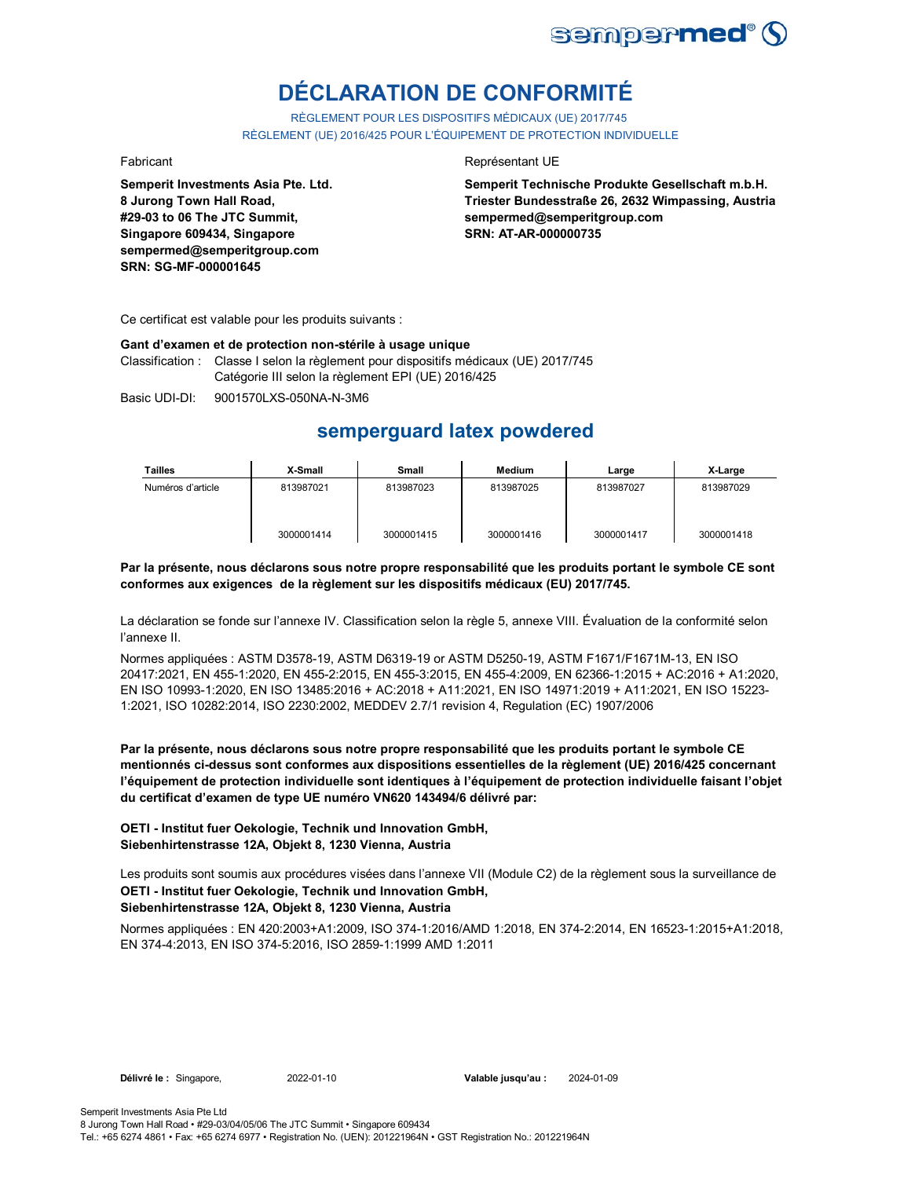# DÉCLARATION DE CONFORMITÉ

RÈGLEMENT POUR LES DISPOSITIFS MÉDICAUX (UE) 2017/745

RÈGLEMENT (UE) 2016/425 POUR L'ÉQUIPEMENT DE PROTECTION INDIVIDUELLE

Fabricant

**Semperit Investments Asia Pte. Ltd.**
**8 Jurong Town Hall Road,**
**#29-03 to 06 The JTC Summit,**
**Singapore 609434, Singapore**
**sempermed@semperitgroup.com**
**SRN: SG-MF-000001645**

Représentant UE

**Semperit Technische Produkte Gesellschaft m.b.H.**
**Triester Bundesstraße 26, 2632 Wimpassing, Austria**
**sempermed@semperitgroup.com**
**SRN: AT-AR-000000735**

Ce certificat est valable pour les produits suivants :

**Gant d'examen et de protection non-stérile à usage unique**

Classification : Classe I selon la règlement pour dispositifs médicaux (UE) 2017/745
Catégorie III selon la règlement EPI (UE) 2016/425

Basic UDI-DI: 9001570LXS-050NA-N-3M6

## semperguard latex powdered

| Tailles | X-Small | Small | Medium | Large | X-Large |
|---|---|---|---|---|---|
| Numéros d'article | 813987021 | 813987023 | 813987025 | 813987027 | 813987029 |
| | 3000001414 | 3000001415 | 3000001416 | 3000001417 | 3000001418 |

**Par la présente, nous déclarons sous notre propre responsabilité que les produits portant le symbole CE sont conformes aux exigences de la règlement sur les dispositifs médicaux (EU) 2017/745.**

La déclaration se fonde sur l'annexe IV. Classification selon la règle 5, annexe VIII. Évaluation de la conformité selon l'annexe II.

Normes appliquées : ASTM D3578-19, ASTM D6319-19 or ASTM D5250-19, ASTM F1671/F1671M-13, EN ISO 20417:2021, EN 455-1:2020, EN 455-2:2015, EN 455-3:2015, EN 455-4:2009, EN 62366-1:2015 + AC:2016 + A1:2020, EN ISO 10993-1:2020, EN ISO 13485:2016 + AC:2018 + A11:2021, EN ISO 14971:2019 + A11:2021, EN ISO 15223-1:2021, ISO 10282:2014, ISO 2230:2002, MEDDEV 2.7/1 revision 4, Regulation (EC) 1907/2006

**Par la présente, nous déclarons sous notre propre responsabilité que les produits portant le symbole CE mentionnés ci-dessus sont conformes aux dispositions essentielles de la règlement (UE) 2016/425 concernant l'équipement de protection individuelle sont identiques à l'équipement de protection individuelle faisant l'objet du certificat d'examen de type UE numéro VN620 143494/6 délivré par:**

**OETI - Institut fuer Oekologie, Technik und Innovation GmbH,**
**Siebenhirtenstrasse 12A, Objekt 8, 1230 Vienna, Austria**

Les produits sont soumis aux procédures visées dans l'annexe VII (Module C2) de la règlement sous la surveillance de
**OETI - Institut fuer Oekologie, Technik und Innovation GmbH,**
**Siebenhirtenstrasse 12A, Objekt 8, 1230 Vienna, Austria**

Normes appliquées : EN 420:2003+A1:2009, ISO 374-1:2016/AMD 1:2018, EN 374-2:2014, EN 16523-1:2015+A1:2018, EN 374-4:2013, EN ISO 374-5:2016, ISO 2859-1:1999 AMD 1:2011

**Délivré le :** Singapore, 2022-01-10 **Valable jusqu'au :** 2024-01-09

Semperit Investments Asia Pte Ltd
8 Jurong Town Hall Road • #29-03/04/05/06 The JTC Summit • Singapore 609434
Tel.: +65 6274 4861 • Fax: +65 6274 6977 • Registration No. (UEN): 201221964N • GST Registration No.: 201221964N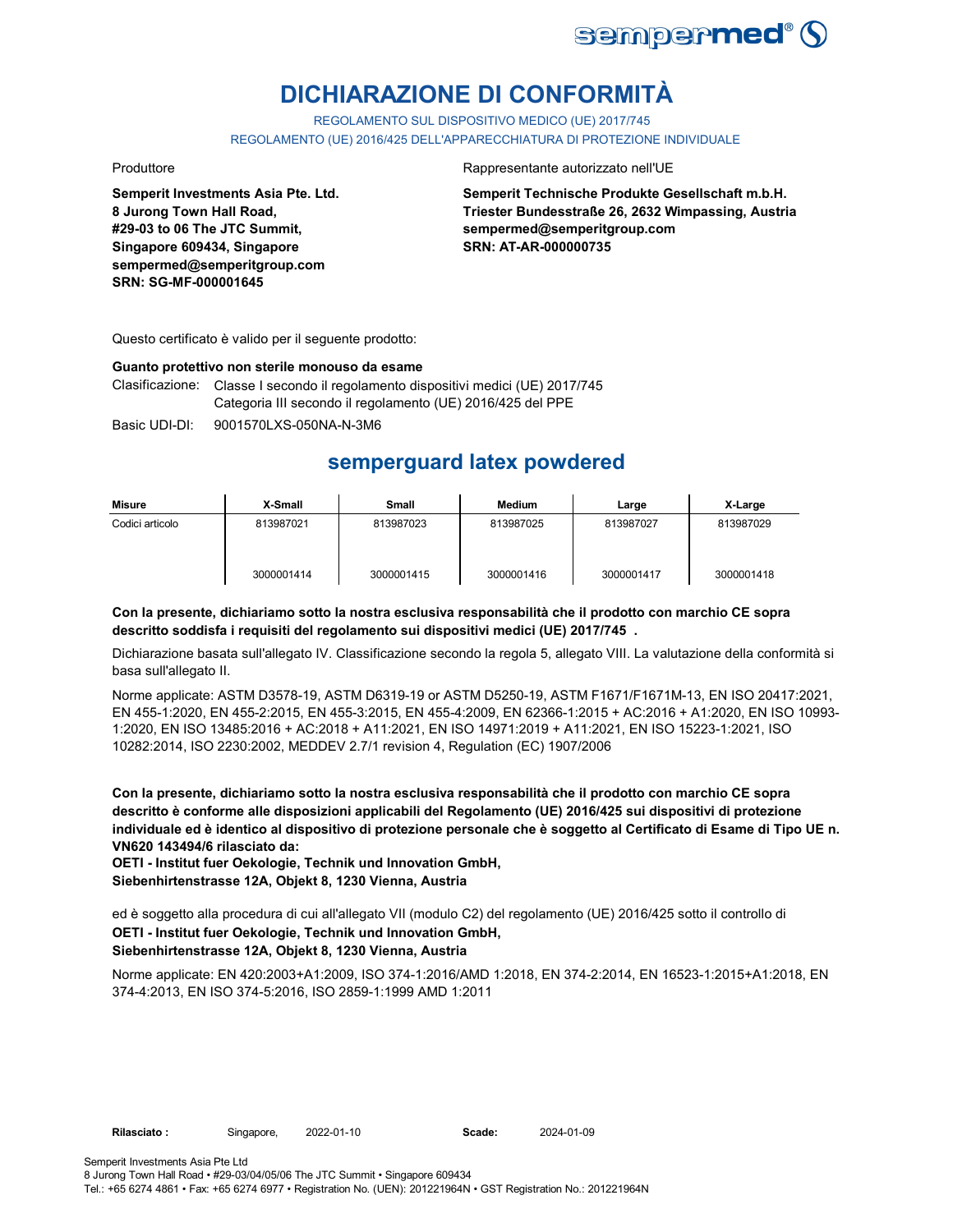# DICHIARAZIONE DI CONFORMITÀ

REGOLAMENTO SUL DISPOSITIVO MEDICO (UE) 2017/745

REGOLAMENTO (UE) 2016/425 DELL'APPARECCHIATURA DI PROTEZIONE INDIVIDUALE

Produttore

**Semperit Investments Asia Pte. Ltd.**
**8 Jurong Town Hall Road,**
**#29-03 to 06 The JTC Summit,**
**Singapore 609434, Singapore**
**sempermed@semperitgroup.com**
**SRN: SG-MF-000001645**

Rappresentante autorizzato nell'UE

**Semperit Technische Produkte Gesellschaft m.b.H.**
**Triester Bundesstraße 26, 2632 Wimpassing, Austria**
**sempermed@semperitgroup.com**
**SRN: AT-AR-000000735**

Questo certificato è valido per il seguente prodotto:

**Guanto protettivo non sterile monouso da esame**

Clasificazione: Classe I secondo il regolamento dispositivi medici (UE) 2017/745
Categoria III secondo il regolamento (UE) 2016/425 del PPE

Basic UDI-DI: 9001570LXS-050NA-N-3M6

## semperguard latex powdered

| Misure | X-Small | Small | Medium | Large | X-Large |
|---|---|---|---|---|---|
| Codici articolo | 813987021<br>3000001414 | 813987023<br>3000001415 | 813987025<br>3000001416 | 813987027<br>3000001417 | 813987029<br>3000001418 |

**Con la presente, dichiariamo sotto la nostra esclusiva responsabilità che il prodotto con marchio CE sopra descritto soddisfa i requisiti del regolamento sui dispositivi medici (UE) 2017/745 .**

Dichiarazione basata sull'allegato IV. Classificazione secondo la regola 5, allegato VIII. La valutazione della conformità si basa sull'allegato II.

Norme applicate: ASTM D3578-19, ASTM D6319-19 or ASTM D5250-19, ASTM F1671/F1671M-13, EN ISO 20417:2021, EN 455-1:2020, EN 455-2:2015, EN 455-3:2015, EN 455-4:2009, EN 62366-1:2015 + AC:2016 + A1:2020, EN ISO 10993-1:2020, EN ISO 13485:2016 + AC:2018 + A11:2021, EN ISO 14971:2019 + A11:2021, EN ISO 15223-1:2021, ISO 10282:2014, ISO 2230:2002, MEDDEV 2.7/1 revision 4, Regulation (EC) 1907/2006

**Con la presente, dichiariamo sotto la nostra esclusiva responsabilità che il prodotto con marchio CE sopra descritto è conforme alle disposizioni applicabili del Regolamento (UE) 2016/425 sui dispositivi di protezione individuale ed è identico al dispositivo di protezione personale che è soggetto al Certificato di Esame di Tipo UE n. VN620 143494/6 rilasciato da:**
**OETI - Institut fuer Oekologie, Technik und Innovation GmbH,**
**Siebenhirtenstrasse 12A, Objekt 8, 1230 Vienna, Austria**

ed è soggetto alla procedura di cui all'allegato VII (modulo C2) del regolamento (UE) 2016/425 sotto il controllo di
**OETI - Institut fuer Oekologie, Technik und Innovation GmbH,**
**Siebenhirtenstrasse 12A, Objekt 8, 1230 Vienna, Austria**

Norme applicate: EN 420:2003+A1:2009, ISO 374-1:2016/AMD 1:2018, EN 374-2:2014, EN 16523-1:2015+A1:2018, EN 374-4:2013, EN ISO 374-5:2016, ISO 2859-1:1999 AMD 1:2011

**Rilasciato :** Singapore, 2022-01-10 **Scade:** 2024-01-09

Semperit Investments Asia Pte Ltd
8 Jurong Town Hall Road • #29-03/04/05/06 The JTC Summit • Singapore 609434
Tel.: +65 6274 4861 • Fax: +65 6274 6977 • Registration No. (UEN): 201221964N • GST Registration No.: 201221964N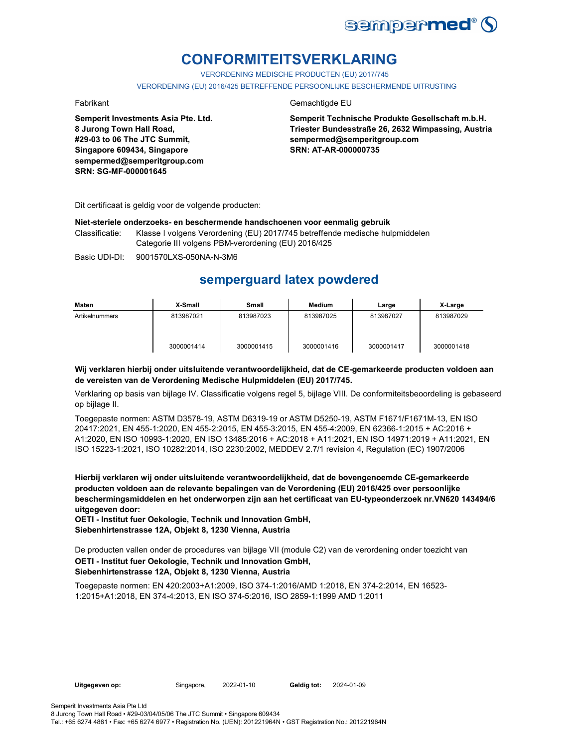# CONFORMITEITSVERKLARING

VERORDENING MEDISCHE PRODUCTEN (EU) 2017/745

VERORDENING (EU) 2016/425 BETREFFENDE PERSOONLIJKE BESCHERMENDE UITRUSTING

Fabrikant

**Semperit Investments Asia Pte. Ltd.**
**8 Jurong Town Hall Road,**
**#29-03 to 06 The JTC Summit,**
**Singapore 609434, Singapore**
**sempermed@semperitgroup.com**
**SRN: SG-MF-000001645**

Gemachtigde EU

**Semperit Technische Produkte Gesellschaft m.b.H.**
**Triester Bundesstraße 26, 2632 Wimpassing, Austria**
**sempermed@semperitgroup.com**
**SRN: AT-AR-000000735**

Dit certificaat is geldig voor de volgende producten:

**Niet-steriele onderzoeks- en beschermende handschoenen voor eenmalig gebruik**

Classificatie: Klasse I volgens Verordening (EU) 2017/745 betreffende medische hulpmiddelen
Categorie III volgens PBM-verordening (EU) 2016/425

Basic UDI-DI: 9001570LXS-050NA-N-3M6

## semperguard latex powdered

| Maten | X-Small | Small | Medium | Large | X-Large |
|---|---|---|---|---|---|
| Artikelnummers | 813987021<br><br>3000001414 | 813987023<br><br>3000001415 | 813987025<br><br>3000001416 | 813987027<br><br>3000001417 | 813987029<br><br>3000001418 |

**Wij verklaren hierbij onder uitsluitende verantwoordelijkheid, dat de CE-gemarkeerde producten voldoen aan de vereisten van de Verordening Medische Hulpmiddelen (EU) 2017/745.**

Verklaring op basis van bijlage IV. Classificatie volgens regel 5, bijlage VIII. De conformiteitsbeoordeling is gebaseerd op bijlage II.

Toegepaste normen: ASTM D3578-19, ASTM D6319-19 or ASTM D5250-19, ASTM F1671/F1671M-13, EN ISO 20417:2021, EN 455-1:2020, EN 455-2:2015, EN 455-3:2015, EN 455-4:2009, EN 62366-1:2015 + AC:2016 + A1:2020, EN ISO 10993-1:2020, EN ISO 13485:2016 + AC:2018 + A11:2021, EN ISO 14971:2019 + A11:2021, EN ISO 15223-1:2021, ISO 10282:2014, ISO 2230:2002, MEDDEV 2.7/1 revision 4, Regulation (EC) 1907/2006

**Hierbij verklaren wij onder uitsluitende verantwoordelijkheid, dat de bovengenoemde CE-gemarkeerde producten voldoen aan de relevante bepalingen van de Verordening (EU) 2016/425 over persoonlijke beschermingsmiddelen en het onderworpen zijn aan het certificaat van EU-typeonderzoek nr.VN620 143494/6 uitgegeven door:**
**OETI - Institut fuer Oekologie, Technik und Innovation GmbH,**
**Siebenhirtenstrasse 12A, Objekt 8, 1230 Vienna, Austria**

De producten vallen onder de procedures van bijlage VII (module C2) van de verordening onder toezicht van
**OETI - Institut fuer Oekologie, Technik und Innovation GmbH,**
**Siebenhirtenstrasse 12A, Objekt 8, 1230 Vienna, Austria**

Toegepaste normen: EN 420:2003+A1:2009, ISO 374-1:2016/AMD 1:2018, EN 374-2:2014, EN 16523-1:2015+A1:2018, EN 374-4:2013, EN ISO 374-5:2016, ISO 2859-1:1999 AMD 1:2011

**Uitgegeven op:** Singapore, 2022-01-10 **Geldig tot:** 2024-01-09

Semperit Investments Asia Pte Ltd
8 Jurong Town Hall Road • #29-03/04/05/06 The JTC Summit • Singapore 609434
Tel.: +65 6274 4861 • Fax: +65 6274 6977 • Registration No. (UEN): 201221964N • GST Registration No.: 201221964N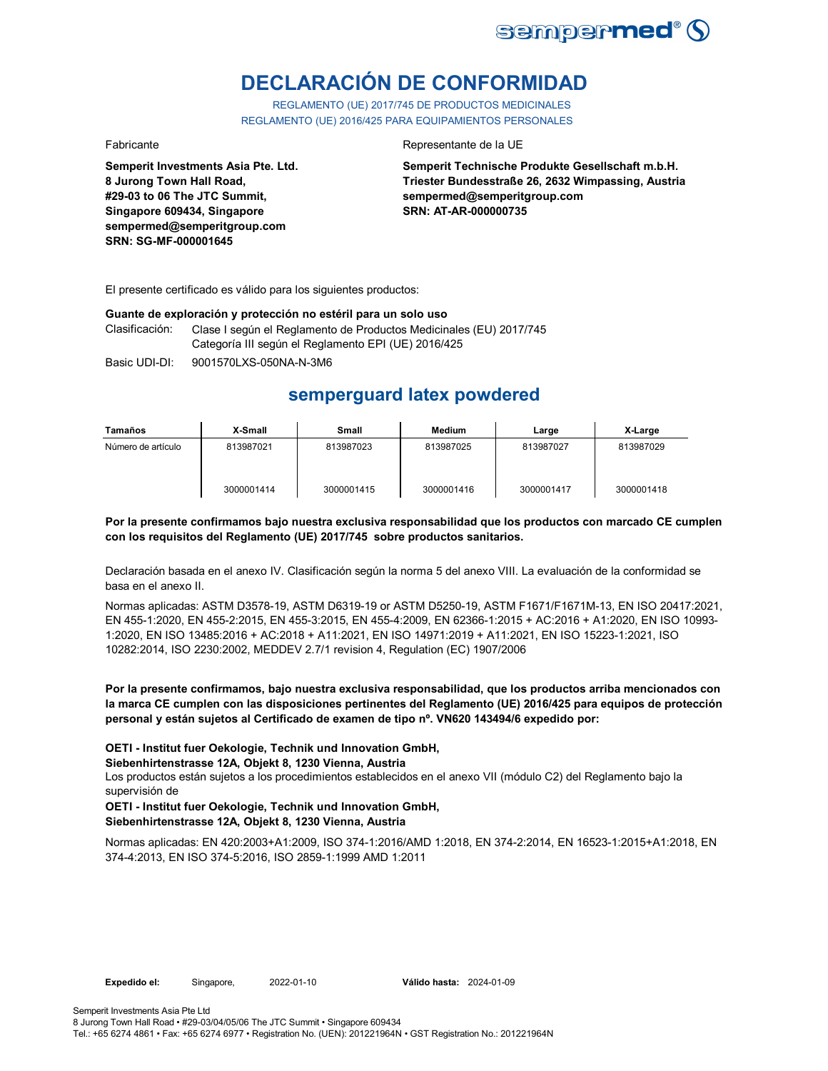# DECLARACIÓN DE CONFORMIDAD

REGLAMENTO (UE) 2017/745 DE PRODUCTOS MEDICINALES
REGLAMENTO (UE) 2016/425 PARA EQUIPAMIENTOS PERSONALES

Fabricante

**Semperit Investments Asia Pte. Ltd.**
**8 Jurong Town Hall Road,**
**#29-03 to 06 The JTC Summit,**
**Singapore 609434, Singapore**
**sempermed@semperitgroup.com**
**SRN: SG-MF-000001645**

Representante de la UE

**Semperit Technische Produkte Gesellschaft m.b.H.**
**Triester Bundesstraße 26, 2632 Wimpassing, Austria**
**sempermed@semperitgroup.com**
**SRN: AT-AR-000000735**

El presente certificado es válido para los siguientes productos:

**Guante de exploración y protección no estéril para un solo uso**

Clasificación: Clase I según el Reglamento de Productos Medicinales (EU) 2017/745
Categoría III según el Reglamento EPI (UE) 2016/425

Basic UDI-DI: 9001570LXS-050NA-N-3M6

## semperguard latex powdered

| Tamaños | X-Small | Small | Medium | Large | X-Large |
|---|---|---|---|---|---|
| Número de artículo | 813987021 | 813987023 | 813987025 | 813987027 | 813987029 |
| | 3000001414 | 3000001415 | 3000001416 | 3000001417 | 3000001418 |

**Por la presente confirmamos bajo nuestra exclusiva responsabilidad que los productos con marcado CE cumplen con los requisitos del Reglamento (UE) 2017/745 sobre productos sanitarios.**

Declaración basada en el anexo IV. Clasificación según la norma 5 del anexo VIII. La evaluación de la conformidad se basa en el anexo II.

Normas aplicadas: ASTM D3578-19, ASTM D6319-19 or ASTM D5250-19, ASTM F1671/F1671M-13, EN ISO 20417:2021, EN 455-1:2020, EN 455-2:2015, EN 455-3:2015, EN 455-4:2009, EN 62366-1:2015 + AC:2016 + A1:2020, EN ISO 10993-1:2020, EN ISO 13485:2016 + AC:2018 + A11:2021, EN ISO 14971:2019 + A11:2021, EN ISO 15223-1:2021, ISO 10282:2014, ISO 2230:2002, MEDDEV 2.7/1 revision 4, Regulation (EC) 1907/2006

**Por la presente confirmamos, bajo nuestra exclusiva responsabilidad, que los productos arriba mencionados con la marca CE cumplen con las disposiciones pertinentes del Reglamento (UE) 2016/425 para equipos de protección personal y están sujetos al Certificado de examen de tipo nº. VN620 143494/6 expedido por:**

**OETI - Institut fuer Oekologie, Technik und Innovation GmbH,**
**Siebenhirtenstrasse 12A, Objekt 8, 1230 Vienna, Austria**
Los productos están sujetos a los procedimientos establecidos en el anexo VII (módulo C2) del Reglamento bajo la supervisión de
**OETI - Institut fuer Oekologie, Technik und Innovation GmbH,**
**Siebenhirtenstrasse 12A, Objekt 8, 1230 Vienna, Austria**

Normas aplicadas: EN 420:2003+A1:2009, ISO 374-1:2016/AMD 1:2018, EN 374-2:2014, EN 16523-1:2015+A1:2018, EN 374-4:2013, EN ISO 374-5:2016, ISO 2859-1:1999 AMD 1:2011

**Expedido el:** Singapore, 2022-01-10 **Válido hasta:** 2024-01-09

Semperit Investments Asia Pte Ltd
8 Jurong Town Hall Road • #29-03/04/05/06 The JTC Summit • Singapore 609434
Tel.: +65 6274 4861 • Fax: +65 6274 6977 • Registration No. (UEN): 201221964N • GST Registration No.: 201221964N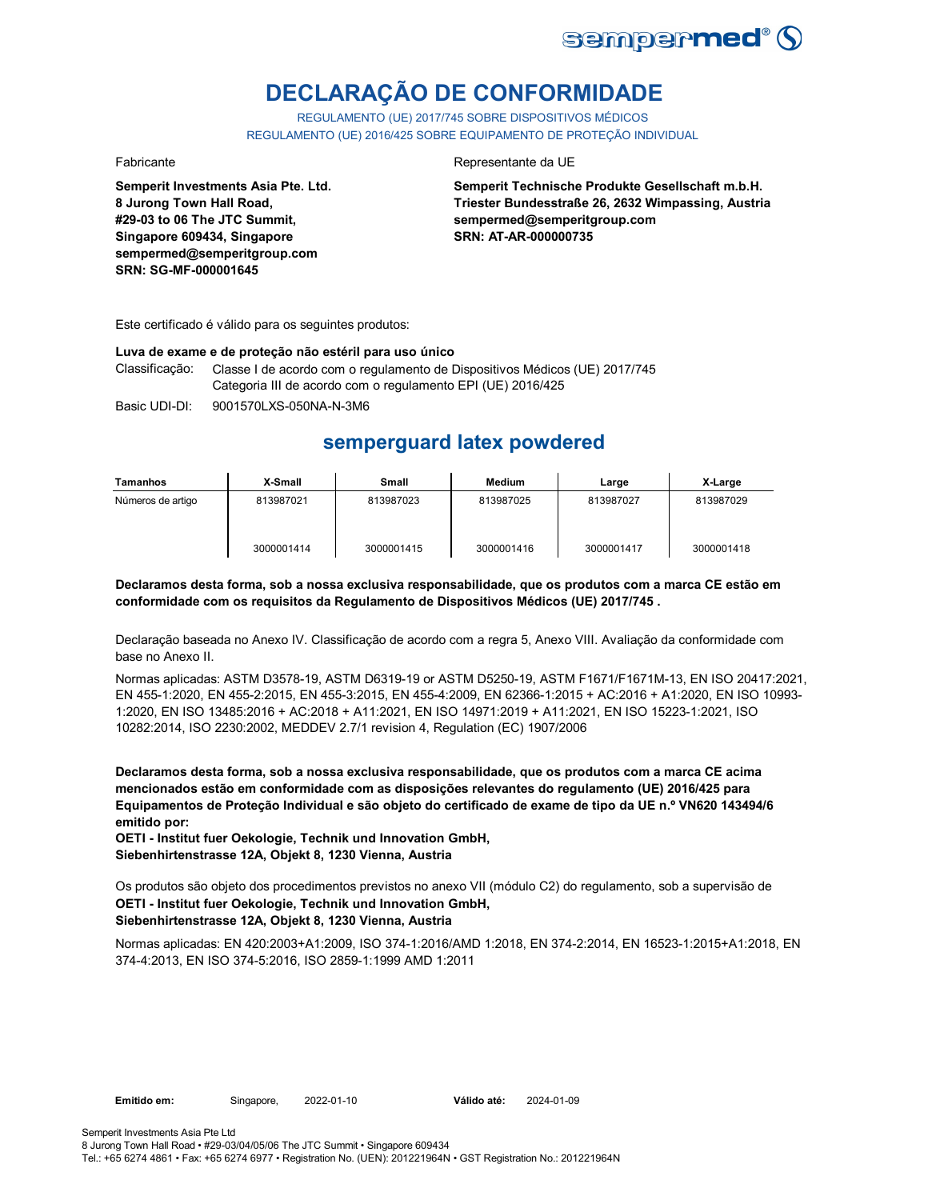# DECLARAÇÃO DE CONFORMIDADE

REGULAMENTO (UE) 2017/745 SOBRE DISPOSITIVOS MÉDICOS
REGULAMENTO (UE) 2016/425 SOBRE EQUIPAMENTO DE PROTEÇÃO INDIVIDUAL

Fabricante

**Semperit Investments Asia Pte. Ltd.**
**8 Jurong Town Hall Road,**
**#29-03 to 06 The JTC Summit,**
**Singapore 609434, Singapore**
**sempermed@semperitgroup.com**
**SRN: SG-MF-000001645**

Representante da UE

**Semperit Technische Produkte Gesellschaft m.b.H.**
**Triester Bundesstraße 26, 2632 Wimpassing, Austria**
**sempermed@semperitgroup.com**
**SRN: AT-AR-000000735**

Este certificado é válido para os seguintes produtos:

**Luva de exame e de proteção não estéril para uso único**

Classificação: Classe I de acordo com o regulamento de Dispositivos Médicos (UE) 2017/745
Categoria III de acordo com o regulamento EPI (UE) 2016/425

Basic UDI-DI: 9001570LXS-050NA-N-3M6

## semperguard latex powdered

| Tamanhos | X-Small | Small | Medium | Large | X-Large |
|---|---|---|---|---|---|
| Números de artigo | 813987021 | 813987023 | 813987025 | 813987027 | 813987029 |
| | 3000001414 | 3000001415 | 3000001416 | 3000001417 | 3000001418 |

**Declaramos desta forma, sob a nossa exclusiva responsabilidade, que os produtos com a marca CE estão em conformidade com os requisitos da Regulamento de Dispositivos Médicos (UE) 2017/745 .**

Declaração baseada no Anexo IV. Classificação de acordo com a regra 5, Anexo VIII. Avaliação da conformidade com base no Anexo II.

Normas aplicadas: ASTM D3578-19, ASTM D6319-19 or ASTM D5250-19, ASTM F1671/F1671M-13, EN ISO 20417:2021, EN 455-1:2020, EN 455-2:2015, EN 455-3:2015, EN 455-4:2009, EN 62366-1:2015 + AC:2016 + A1:2020, EN ISO 10993-1:2020, EN ISO 13485:2016 + AC:2018 + A11:2021, EN ISO 14971:2019 + A11:2021, EN ISO 15223-1:2021, ISO 10282:2014, ISO 2230:2002, MEDDEV 2.7/1 revision 4, Regulation (EC) 1907/2006

**Declaramos desta forma, sob a nossa exclusiva responsabilidade, que os produtos com a marca CE acima mencionados estão em conformidade com as disposições relevantes do regulamento (UE) 2016/425 para Equipamentos de Proteção Individual e são objeto do certificado de exame de tipo da UE n.º VN620 143494/6 emitido por:**
**OETI - Institut fuer Oekologie, Technik und Innovation GmbH,**
**Siebenhirtenstrasse 12A, Objekt 8, 1230 Vienna, Austria**

Os produtos são objeto dos procedimentos previstos no anexo VII (módulo C2) do regulamento, sob a supervisão de
**OETI - Institut fuer Oekologie, Technik und Innovation GmbH,**
**Siebenhirtenstrasse 12A, Objekt 8, 1230 Vienna, Austria**

Normas aplicadas: EN 420:2003+A1:2009, ISO 374-1:2016/AMD 1:2018, EN 374-2:2014, EN 16523-1:2015+A1:2018, EN 374-4:2013, EN ISO 374-5:2016, ISO 2859-1:1999 AMD 1:2011

**Emitido em:** Singapore, 2022-01-10 **Válido até:** 2024-01-09

Semperit Investments Asia Pte Ltd
8 Jurong Town Hall Road • #29-03/04/05/06 The JTC Summit • Singapore 609434
Tel.: +65 6274 4861 • Fax: +65 6274 6977 • Registration No. (UEN): 201221964N • GST Registration No.: 201221964N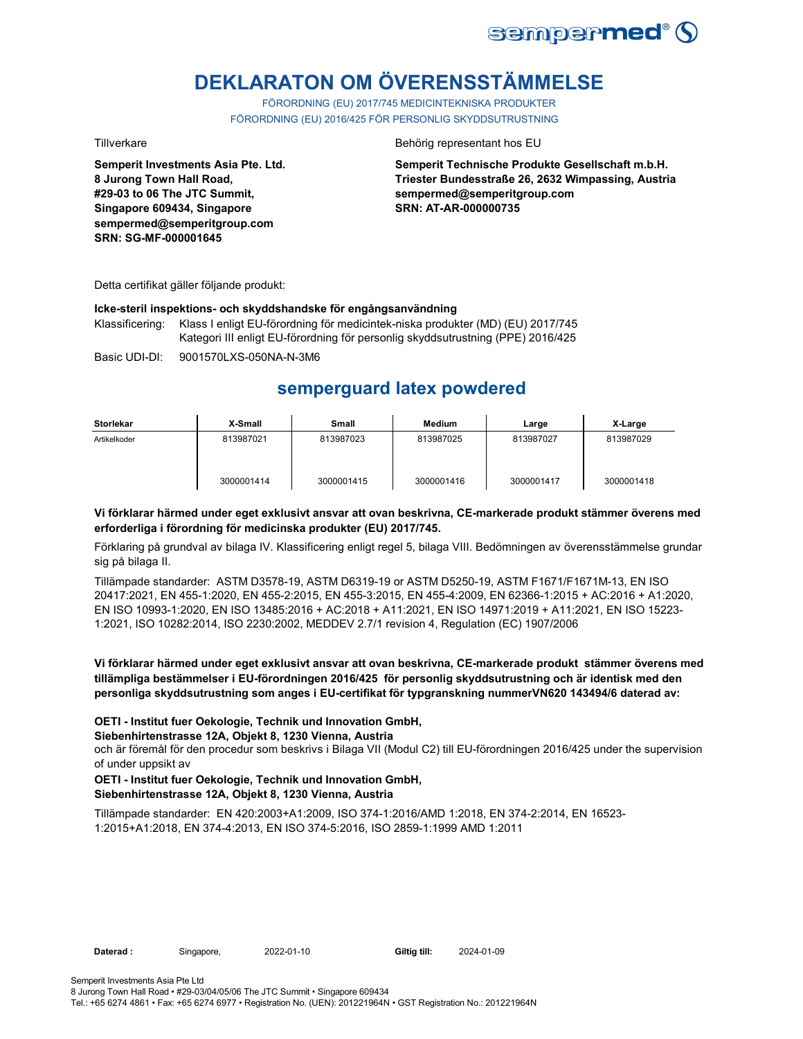# DEKLARATON OM ÖVERENSSTÄMMELSE

FÖRORDNING (EU) 2017/745 MEDICINTEKNISKA PRODUKTER

FÖRORDNING (EU) 2016/425 FÖR PERSONLIG SKYDDSUTRUSTNING

Tillverkare

**Semperit Investments Asia Pte. Ltd.**
**8 Jurong Town Hall Road,**
**#29-03 to 06 The JTC Summit,**
**Singapore 609434, Singapore**
**sempermed@semperitgroup.com**
**SRN: SG-MF-000001645**

Behörig representant hos EU

**Semperit Technische Produkte Gesellschaft m.b.H.**
**Triester Bundesstraße 26, 2632 Wimpassing, Austria**
**sempermed@semperitgroup.com**
**SRN: AT-AR-000000735**

Detta certifikat gäller följande produkt:

**Icke-steril inspektions- och skyddshandske för engångsanvändning**

Klassificering: Klass I enligt EU-förordning för medicintek-niska produkter (MD) (EU) 2017/745
Kategori III enligt EU-förordning för personlig skyddsutrustning (PPE) 2016/425

Basic UDI-DI: 9001570LXS-050NA-N-3M6

## semperguard latex powdered

| Storlekar | X-Small | Small | Medium | Large | X-Large |
|---|---|---|---|---|---|
| Artikelkoder | 813987021 | 813987023 | 813987025 | 813987027 | 813987029 |
| | 3000001414 | 3000001415 | 3000001416 | 3000001417 | 3000001418 |

**Vi förklarar härmed under eget exklusivt ansvar att ovan beskrivna, CE-markerade produkt stämmer överens med erforderliga i förordning för medicinska produkter (EU) 2017/745.**

Förklaring på grundval av bilaga IV. Klassificering enligt regel 5, bilaga VIII. Bedömningen av överensstämmelse grundar sig på bilaga II.

Tillämpade standarder: ASTM D3578-19, ASTM D6319-19 or ASTM D5250-19, ASTM F1671/F1671M-13, EN ISO 20417:2021, EN 455-1:2020, EN 455-2:2015, EN 455-3:2015, EN 455-4:2009, EN 62366-1:2015 + AC:2016 + A1:2020, EN ISO 10993-1:2020, EN ISO 13485:2016 + AC:2018 + A11:2021, EN ISO 14971:2019 + A11:2021, EN ISO 15223-1:2021, ISO 10282:2014, ISO 2230:2002, MEDDEV 2.7/1 revision 4, Regulation (EC) 1907/2006

**Vi förklarar härmed under eget exklusivt ansvar att ovan beskrivna, CE-markerade produkt stämmer överens med tillämpliga bestämmelser i EU-förordningen 2016/425 för personlig skyddsutrustning och är identisk med den personliga skyddsutrustning som anges i EU-certifikat för typgranskning nummerVN620 143494/6 daterad av:**

**OETI - Institut fuer Oekologie, Technik und Innovation GmbH,**
**Siebenhirtenstrasse 12A, Objekt 8, 1230 Vienna, Austria**
och är föremål för den procedur som beskrivs i Bilaga VII (Modul C2) till EU-förordningen 2016/425 under the supervision of under uppsikt av

**OETI - Institut fuer Oekologie, Technik und Innovation GmbH,**
**Siebenhirtenstrasse 12A, Objekt 8, 1230 Vienna, Austria**

Tillämpade standarder: EN 420:2003+A1:2009, ISO 374-1:2016/AMD 1:2018, EN 374-2:2014, EN 16523-1:2015+A1:2018, EN 374-4:2013, EN ISO 374-5:2016, ISO 2859-1:1999 AMD 1:2011

**Daterad :** Singapore, 2022-01-10 **Giltig till:** 2024-01-09

Semperit Investments Asia Pte Ltd
8 Jurong Town Hall Road • #29-03/04/05/06 The JTC Summit • Singapore 609434
Tel.: +65 6274 4861 • Fax: +65 6274 6977 • Registration No. (UEN): 201221964N • GST Registration No.: 201221964N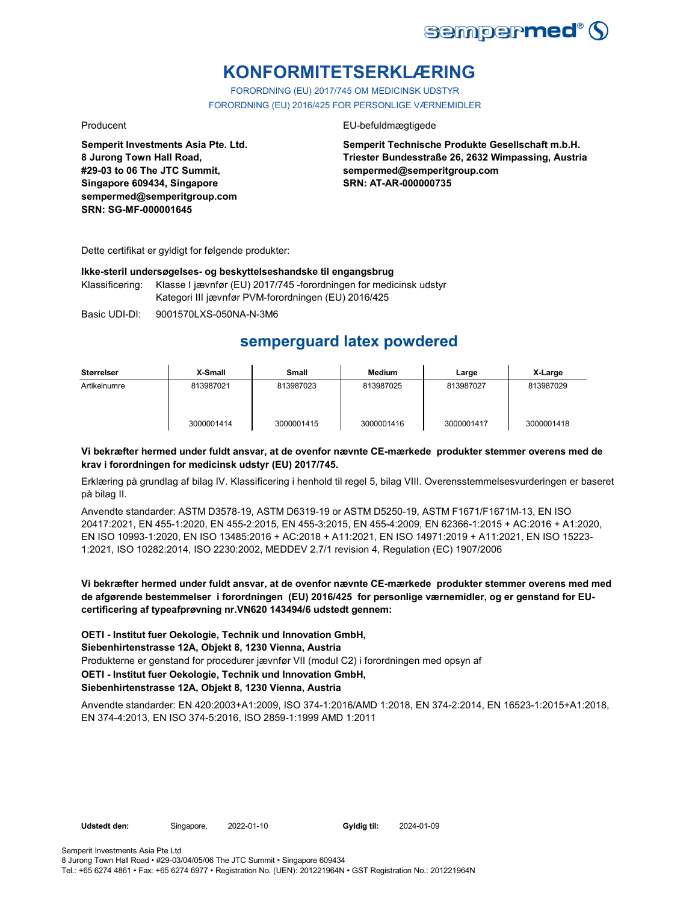# KONFORMITETSERKLÆRING

FORORDNING (EU) 2017/745 OM MEDICINSK UDSTYR
FORORDNING (EU) 2016/425 FOR PERSONLIGE VÆRNEMIDLER

Producent

**Semperit Investments Asia Pte. Ltd.**
**8 Jurong Town Hall Road,**
**#29-03 to 06 The JTC Summit,**
**Singapore 609434, Singapore**
**sempermed@semperitgroup.com**
**SRN: SG-MF-000001645**

EU-befuldmægtigede

**Semperit Technische Produkte Gesellschaft m.b.H.**
**Triester Bundesstraße 26, 2632 Wimpassing, Austria**
**sempermed@semperitgroup.com**
**SRN: AT-AR-000000735**

Dette certifikat er gyldigt for følgende produkter:

**Ikke-steril undersøgelses- og beskyttelseshandske til engangsbrug**

Klassificering: Klasse I jævnfør (EU) 2017/745 -forordningen for medicinsk udstyr
Kategori III jævnfør PVM-forordningen (EU) 2016/425

Basic UDI-DI: 9001570LXS-050NA-N-3M6

## semperguard latex powdered

| Størrelser | X-Small | Small | Medium | Large | X-Large |
|---|---|---|---|---|---|
| Artikelnumre | 813987021<br><br>3000001414 | 813987023<br><br>3000001415 | 813987025<br><br>3000001416 | 813987027<br><br>3000001417 | 813987029<br><br>3000001418 |

**Vi bekræfter hermed under fuldt ansvar, at de ovenfor nævnte CE-mærkede produkter stemmer overens med de krav i forordningen for medicinsk udstyr (EU) 2017/745.**

Erklæring på grundlag af bilag IV. Klassificering i henhold til regel 5, bilag VIII. Overensstemmelsesvurderingen er baseret på bilag II.

Anvendte standarder: ASTM D3578-19, ASTM D6319-19 or ASTM D5250-19, ASTM F1671/F1671M-13, EN ISO 20417:2021, EN 455-1:2020, EN 455-2:2015, EN 455-3:2015, EN 455-4:2009, EN 62366-1:2015 + AC:2016 + A1:2020, EN ISO 10993-1:2020, EN ISO 13485:2016 + AC:2018 + A11:2021, EN ISO 14971:2019 + A11:2021, EN ISO 15223-1:2021, ISO 10282:2014, ISO 2230:2002, MEDDEV 2.7/1 revision 4, Regulation (EC) 1907/2006

**Vi bekræfter hermed under fuldt ansvar, at de ovenfor nævnte CE-mærkede produkter stemmer overens med med de afgørende bestemmelser i forordningen (EU) 2016/425 for personlige værnemidler, og er genstand for EU-certificering af typeafprøvning nr.VN620 143494/6 udstedt gennem:**

**OETI - Institut fuer Oekologie, Technik und Innovation GmbH,**
**Siebenhirtenstrasse 12A, Objekt 8, 1230 Vienna, Austria**
Produkterne er genstand for procedurer jævnfør VII (modul C2) i forordningen med opsyn af
**OETI - Institut fuer Oekologie, Technik und Innovation GmbH,**
**Siebenhirtenstrasse 12A, Objekt 8, 1230 Vienna, Austria**

Anvendte standarder: EN 420:2003+A1:2009, ISO 374-1:2016/AMD 1:2018, EN 374-2:2014, EN 16523-1:2015+A1:2018, EN 374-4:2013, EN ISO 374-5:2016, ISO 2859-1:1999 AMD 1:2011

**Udstedt den:** Singapore, 2022-01-10 **Gyldig til:** 2024-01-09

Semperit Investments Asia Pte Ltd
8 Jurong Town Hall Road • #29-03/04/05/06 The JTC Summit • Singapore 609434
Tel.: +65 6274 4861 • Fax: +65 6274 6977 • Registration No. (UEN): 201221964N • GST Registration No.: 201221964N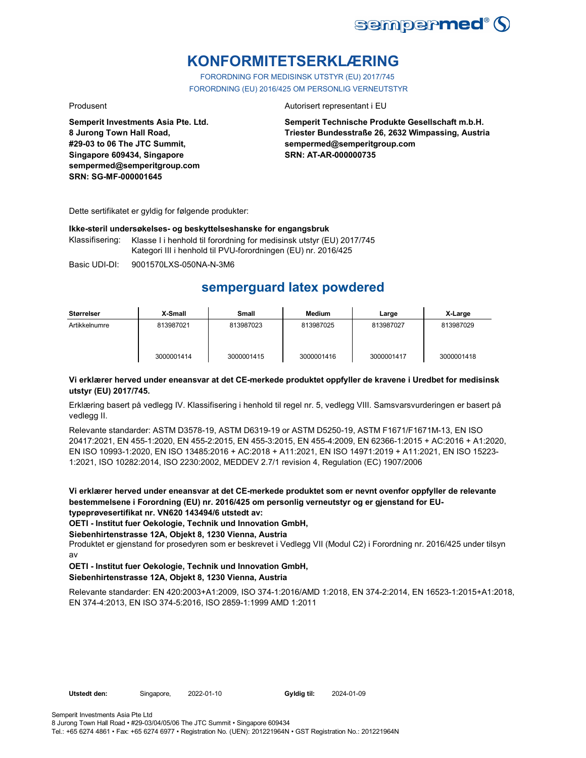# KONFORMITETSERKLÆRING

FORORDNING FOR MEDISINSK UTSTYR (EU) 2017/745
FORORDNING (EU) 2016/425 OM PERSONLIG VERNEUTSTYR

Produsent

**Semperit Investments Asia Pte. Ltd.**
**8 Jurong Town Hall Road,**
**#29-03 to 06 The JTC Summit,**
**Singapore 609434, Singapore**
**sempermed@semperitgroup.com**
**SRN: SG-MF-000001645**

Autorisert representant i EU

**Semperit Technische Produkte Gesellschaft m.b.H.**
**Triester Bundesstraße 26, 2632 Wimpassing, Austria**
**sempermed@semperitgroup.com**
**SRN: AT-AR-000000735**

Dette sertifikatet er gyldig for følgende produkter:

**Ikke-steril undersøkelses- og beskyttelseshanske for engangsbruk**

Klassifisering: Klasse I i henhold til forordning for medisinsk utstyr (EU) 2017/745
Kategori III i henhold til PVU-forordningen (EU) nr. 2016/425

Basic UDI-DI: 9001570LXS-050NA-N-3M6

## semperguard latex powdered

| Størrelser | X-Small | Small | Medium | Large | X-Large |
|---|---|---|---|---|---|
| Artikkelnumre | 813987021<br><br>3000001414 | 813987023<br><br>3000001415 | 813987025<br><br>3000001416 | 813987027<br><br>3000001417 | 813987029<br><br>3000001418 |

**Vi erklærer herved under eneansvar at det CE-merkede produktet oppfyller de kravene i Uredbet for medisinsk utstyr (EU) 2017/745.**

Erklæring basert på vedlegg IV. Klassifisering i henhold til regel nr. 5, vedlegg VIII. Samsvarsvurderingen er basert på vedlegg II.

Relevante standarder: ASTM D3578-19, ASTM D6319-19 or ASTM D5250-19, ASTM F1671/F1671M-13, EN ISO 20417:2021, EN 455-1:2020, EN 455-2:2015, EN 455-3:2015, EN 455-4:2009, EN 62366-1:2015 + AC:2016 + A1:2020, EN ISO 10993-1:2020, EN ISO 13485:2016 + AC:2018 + A11:2021, EN ISO 14971:2019 + A11:2021, EN ISO 15223-1:2021, ISO 10282:2014, ISO 2230:2002, MEDDEV 2.7/1 revision 4, Regulation (EC) 1907/2006

**Vi erklærer herved under eneansvar at det CE-merkede produktet som er nevnt ovenfor oppfyller de relevante bestemmelsene i Forordning (EU) nr. 2016/425 om personlig verneutstyr og er gjenstand for EU-typeprøvesertifikat nr. VN620 143494/6 utstedt av:**

**OETI - Institut fuer Oekologie, Technik und Innovation GmbH,**
**Siebenhirtenstrasse 12A, Objekt 8, 1230 Vienna, Austria**

Produktet er gjenstand for prosedyren som er beskrevet i Vedlegg VII (Modul C2) i Forordning nr. 2016/425 under tilsyn av

**OETI - Institut fuer Oekologie, Technik und Innovation GmbH,**
**Siebenhirtenstrasse 12A, Objekt 8, 1230 Vienna, Austria**

Relevante standarder: EN 420:2003+A1:2009, ISO 374-1:2016/AMD 1:2018, EN 374-2:2014, EN 16523-1:2015+A1:2018, EN 374-4:2013, EN ISO 374-5:2016, ISO 2859-1:1999 AMD 1:2011

**Utstedt den:** Singapore, 2022-01-10 **Gyldig til:** 2024-01-09

Semperit Investments Asia Pte Ltd
8 Jurong Town Hall Road • #29-03/04/05/06 The JTC Summit • Singapore 609434
Tel.: +65 6274 4861 • Fax: +65 6274 6977 • Registration No. (UEN): 201221964N • GST Registration No.: 201221964N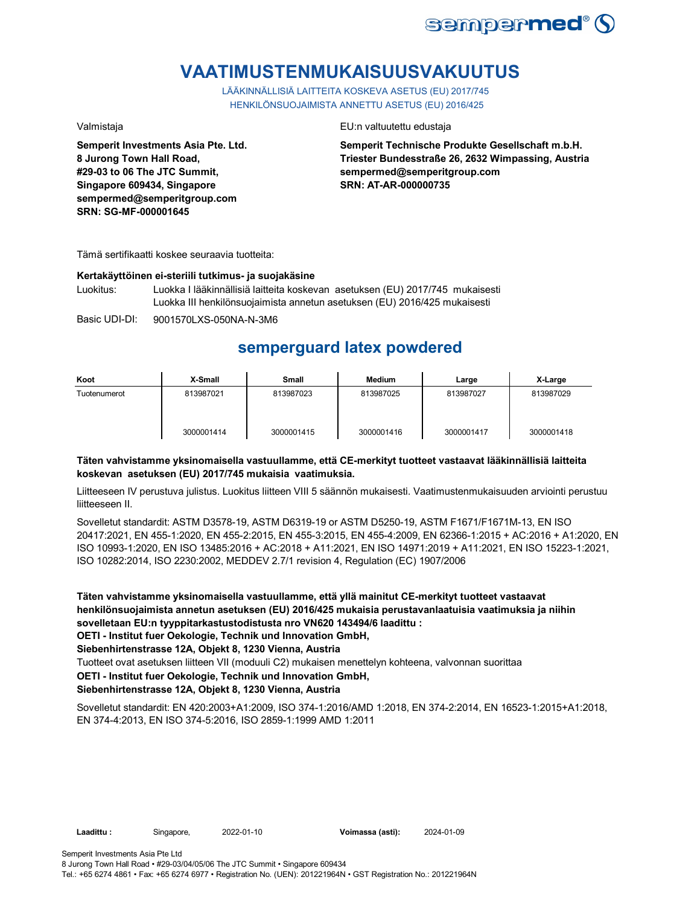# VAATIMUSTENMUKAISUUSVAKUUTUS

LÄÄKINNÄLLISIÄ LAITTEITA KOSKEVA ASETUS (EU) 2017/745
HENKILÖNSUOJAIMISTA ANNETTU ASETUS (EU) 2016/425

Valmistaja

**Semperit Investments Asia Pte. Ltd.**
**8 Jurong Town Hall Road,**
**#29-03 to 06 The JTC Summit,**
**Singapore 609434, Singapore**
**sempermed@semperitgroup.com**
**SRN: SG-MF-000001645**

EU:n valtuutettu edustaja

**Semperit Technische Produkte Gesellschaft m.b.H.**
**Triester Bundesstraße 26, 2632 Wimpassing, Austria**
**sempermed@semperitgroup.com**
**SRN: AT-AR-000000735**

Tämä sertifikaatti koskee seuraavia tuotteita:

**Kertakäyttöinen ei-steriili tutkimus- ja suojakäsine**

Luokitus: Luokka I lääkinnällisiä laitteita koskevan asetuksen (EU) 2017/745 mukaisesti
Luokka III henkilönsuojaimista annetun asetuksen (EU) 2016/425 mukaisesti

Basic UDI-DI: 9001570LXS-050NA-N-3M6

## semperguard latex powdered

| Koot | X-Small | Small | Medium | Large | X-Large |
|---|---|---|---|---|---|
| Tuotenumerot | 813987021<br><br>3000001414 | 813987023<br><br>3000001415 | 813987025<br><br>3000001416 | 813987027<br><br>3000001417 | 813987029<br><br>3000001418 |

**Täten vahvistamme yksinomaisella vastuullamme, että CE-merkityt tuotteet vastaavat lääkinnällisiä laitteita koskevan asetuksen (EU) 2017/745 mukaisia vaatimuksia.**

Liitteeseen IV perustuva julistus. Luokitus liitteen VIII 5 säännön mukaisesti. Vaatimustenmukaisuuden arviointi perustuu liitteeseen II.

Sovelletut standardit: ASTM D3578-19, ASTM D6319-19 or ASTM D5250-19, ASTM F1671/F1671M-13, EN ISO 20417:2021, EN 455-1:2020, EN 455-2:2015, EN 455-3:2015, EN 455-4:2009, EN 62366-1:2015 + AC:2016 + A1:2020, EN ISO 10993-1:2020, EN ISO 13485:2016 + AC:2018 + A11:2021, EN ISO 14971:2019 + A11:2021, EN ISO 15223-1:2021, ISO 10282:2014, ISO 2230:2002, MEDDEV 2.7/1 revision 4, Regulation (EC) 1907/2006

**Täten vahvistamme yksinomaisella vastuullamme, että yllä mainitut CE-merkityt tuotteet vastaavat henkilönsuojaimista annetun asetuksen (EU) 2016/425 mukaisia perustavanlaatuisia vaatimuksia ja niihin sovelletaan EU:n tyyppitarkastustodistusta nro VN620 143494/6 laadittu :**
**OETI - Institut fuer Oekologie, Technik und Innovation GmbH,**
**Siebenhirtenstrasse 12A, Objekt 8, 1230 Vienna, Austria**

Tuotteet ovat asetuksen liitteen VII (moduuli C2) mukaisen menettelyn kohteena, valvonnan suorittaa
**OETI - Institut fuer Oekologie, Technik und Innovation GmbH,**
**Siebenhirtenstrasse 12A, Objekt 8, 1230 Vienna, Austria**

Sovelletut standardit: EN 420:2003+A1:2009, ISO 374-1:2016/AMD 1:2018, EN 374-2:2014, EN 16523-1:2015+A1:2018, EN 374-4:2013, EN ISO 374-5:2016, ISO 2859-1:1999 AMD 1:2011

**Laadittu :** Singapore, 2022-01-10 **Voimassa (asti):** 2024-01-09

Semperit Investments Asia Pte Ltd
8 Jurong Town Hall Road • #29-03/04/05/06 The JTC Summit • Singapore 609434
Tel.: +65 6274 4861 • Fax: +65 6274 6977 • Registration No. (UEN): 201221964N • GST Registration No.: 201221964N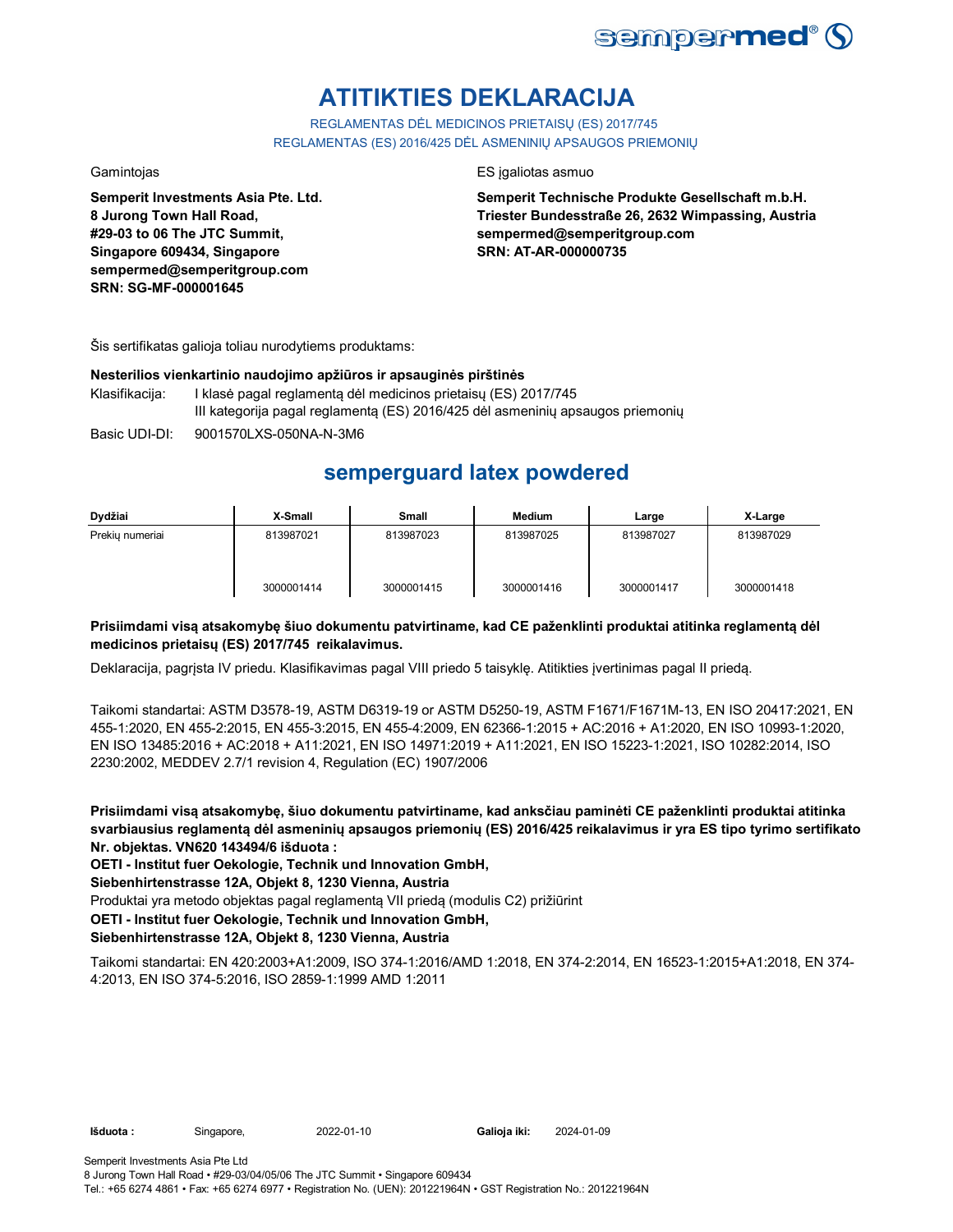# ATITIKTIES DEKLARACIJA

REGLAMENTAS DĖL MEDICINOS PRIETAISŲ (ES) 2017/745
REGLAMENTAS (ES) 2016/425 DĖL ASMENINIŲ APSAUGOS PRIEMONIŲ

Gamintojas

**Semperit Investments Asia Pte. Ltd.**
**8 Jurong Town Hall Road,**
**#29-03 to 06 The JTC Summit,**
**Singapore 609434, Singapore**
**sempermed@semperitgroup.com**
**SRN: SG-MF-000001645**

ES įgaliotas asmuo

**Semperit Technische Produkte Gesellschaft m.b.H.**
**Triester Bundesstraße 26, 2632 Wimpassing, Austria**
**sempermed@semperitgroup.com**
**SRN: AT-AR-000000735**

Šis sertifikatas galioja toliau nurodytiems produktams:

**Nesterilios vienkartinio naudojimo apžiūros ir apsauginės pirštinės**

Klasifikacija: I klasė pagal reglamentą dėl medicinos prietaisų (ES) 2017/745
III kategorija pagal reglamentą (ES) 2016/425 dėl asmeninių apsaugos priemonių

Basic UDI-DI: 9001570LXS-050NA-N-3M6

## semperguard latex powdered

| Dydžiai | X-Small | Small | Medium | Large | X-Large |
|---|---|---|---|---|---|
| Prekių numeriai | 813987021 | 813987023 | 813987025 | 813987027 | 813987029 |
| | 3000001414 | 3000001415 | 3000001416 | 3000001417 | 3000001418 |

**Prisiimdami visą atsakomybę šiuo dokumentu patvirtiname, kad CE paženklinti produktai atitinka reglamentą dėl medicinos prietaisų (ES) 2017/745 reikalavimus.**

Deklaracija, pagrįsta IV priedu. Klasifikavimas pagal VIII priedo 5 taisyklę. Atitikties įvertinimas pagal II priedą.

Taikomi standartai: ASTM D3578-19, ASTM D6319-19 or ASTM D5250-19, ASTM F1671/F1671M-13, EN ISO 20417:2021, EN 455-1:2020, EN 455-2:2015, EN 455-3:2015, EN 455-4:2009, EN 62366-1:2015 + AC:2016 + A1:2020, EN ISO 10993-1:2020, EN ISO 13485:2016 + AC:2018 + A11:2021, EN ISO 14971:2019 + A11:2021, EN ISO 15223-1:2021, ISO 10282:2014, ISO 2230:2002, MEDDEV 2.7/1 revision 4, Regulation (EC) 1907/2006

**Prisiimdami visą atsakomybę, šiuo dokumentu patvirtiname, kad anksčiau paminėti CE paženklinti produktai atitinka svarbiausius reglamentą dėl asmeninių apsaugos priemonių (ES) 2016/425 reikalavimus ir yra ES tipo tyrimo sertifikato Nr. objektas. VN620 143494/6 išduota :**

**OETI - Institut fuer Oekologie, Technik und Innovation GmbH,**
**Siebenhirtenstrasse 12A, Objekt 8, 1230 Vienna, Austria**

Produktai yra metodo objektas pagal reglamentą VII priedą (modulis C2) prižiūrint

**OETI - Institut fuer Oekologie, Technik und Innovation GmbH,**
**Siebenhirtenstrasse 12A, Objekt 8, 1230 Vienna, Austria**

Taikomi standartai: EN 420:2003+A1:2009, ISO 374-1:2016/AMD 1:2018, EN 374-2:2014, EN 16523-1:2015+A1:2018, EN 374-4:2013, EN ISO 374-5:2016, ISO 2859-1:1999 AMD 1:2011

**Išduota :** Singapore, 2022-01-10 **Galioja iki:** 2024-01-09

Semperit Investments Asia Pte Ltd
8 Jurong Town Hall Road • #29-03/04/05/06 The JTC Summit • Singapore 609434
Tel.: +65 6274 4861 • Fax: +65 6274 6977 • Registration No. (UEN): 201221964N • GST Registration No.: 201221964N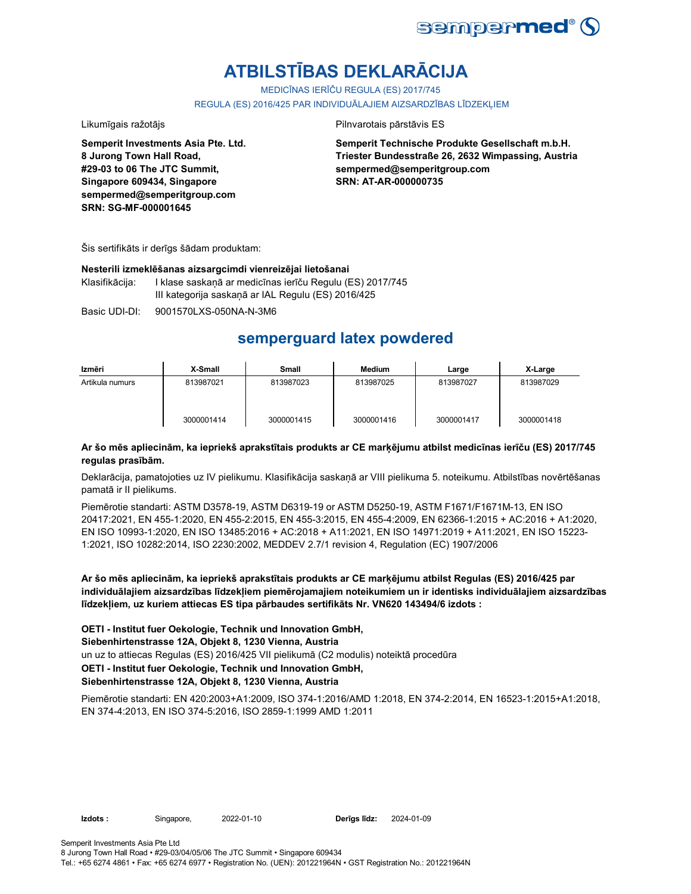# ATBILSTĪBAS DEKLARĀCIJA

MEDICĪNAS IERĪČU REGULA (ES) 2017/745

REGULA (ES) 2016/425 PAR INDIVIDUĀLAJIEM AIZSARDZĪBAS LĪDZEKĻIEM

Likumīgais ražotājs

**Semperit Investments Asia Pte. Ltd.**
**8 Jurong Town Hall Road,**
**#29-03 to 06 The JTC Summit,**
**Singapore 609434, Singapore**
**sempermed@semperitgroup.com**
**SRN: SG-MF-000001645**

Pilnvarotais pārstāvis ES

**Semperit Technische Produkte Gesellschaft m.b.H.**
**Triester Bundesstraße 26, 2632 Wimpassing, Austria**
**sempermed@semperitgroup.com**
**SRN: AT-AR-000000735**

Šis sertifikāts ir derīgs šādam produktam:

**Nesterili izmeklēšanas aizsargcimdi vienreizējai lietošanai**

Klasifikācija: I klase saskaņā ar medicīnas ierīču Regulu (ES) 2017/745
III kategorija saskaņā ar IAL Regulu (ES) 2016/425

Basic UDI-DI: 9001570LXS-050NA-N-3M6

## semperguard latex powdered

| Izmēri | X-Small | Small | Medium | Large | X-Large |
|---|---|---|---|---|---|
| Artikula numurs | 813987021<br><br>3000001414 | 813987023<br><br>3000001415 | 813987025<br><br>3000001416 | 813987027<br><br>3000001417 | 813987029<br><br>3000001418 |

**Ar šo mēs apliecinām, ka iepriekš aprakstītais produkts ar CE marķējumu atbilst medicīnas ierīču (ES) 2017/745 regulas prasībām.**

Deklarācija, pamatojoties uz IV pielikumu. Klasifikācija saskaņā ar VIII pielikuma 5. noteikumu. Atbilstības novērtēšanas pamatā ir II pielikums.

Piemērotie standarti: ASTM D3578-19, ASTM D6319-19 or ASTM D5250-19, ASTM F1671/F1671M-13, EN ISO 20417:2021, EN 455-1:2020, EN 455-2:2015, EN 455-3:2015, EN 455-4:2009, EN 62366-1:2015 + AC:2016 + A1:2020, EN ISO 10993-1:2020, EN ISO 13485:2016 + AC:2018 + A11:2021, EN ISO 14971:2019 + A11:2021, EN ISO 15223-1:2021, ISO 10282:2014, ISO 2230:2002, MEDDEV 2.7/1 revision 4, Regulation (EC) 1907/2006

**Ar šo mēs apliecinām, ka iepriekš aprakstītais produkts ar CE marķējumu atbilst Regulas (ES) 2016/425 par individuālajiem aizsardzības līdzekļiem piemērojamajiem noteikumiem un ir identisks individuālajiem aizsardzības līdzekļiem, uz kuriem attiecas ES tipa pārbaudes sertifikāts Nr. VN620 143494/6 izdots :**

**OETI - Institut fuer Oekologie, Technik und Innovation GmbH,**
**Siebenhirtenstrasse 12A, Objekt 8, 1230 Vienna, Austria**
un uz to attiecas Regulas (ES) 2016/425 VII pielikumā (C2 modulis) noteiktā procedūra
**OETI - Institut fuer Oekologie, Technik und Innovation GmbH,**
**Siebenhirtenstrasse 12A, Objekt 8, 1230 Vienna, Austria**

Piemērotie standarti: EN 420:2003+A1:2009, ISO 374-1:2016/AMD 1:2018, EN 374-2:2014, EN 16523-1:2015+A1:2018, EN 374-4:2013, EN ISO 374-5:2016, ISO 2859-1:1999 AMD 1:2011

**Izdots :** Singapore, 2022-01-10 **Derīgs līdz:** 2024-01-09

Semperit Investments Asia Pte Ltd
8 Jurong Town Hall Road • #29-03/04/05/06 The JTC Summit • Singapore 609434
Tel.: +65 6274 4861 • Fax: +65 6274 6977 • Registration No. (UEN): 201221964N • GST Registration No.: 201221964N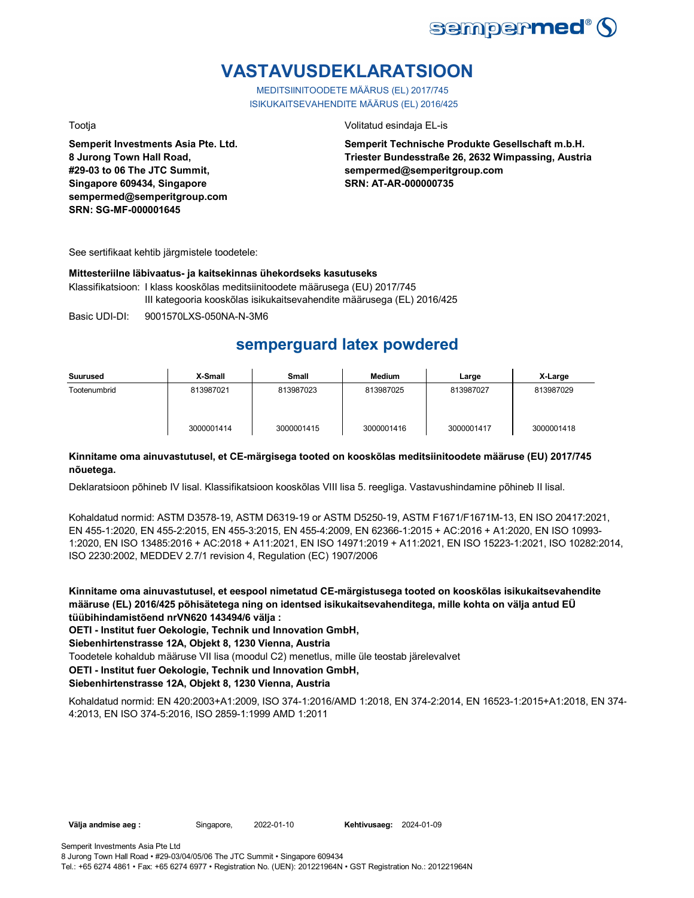# VASTAVUSDEKLARATSIOON

MEDITSIINITOODETE MÄÄRUS (EL) 2017/745
ISIKUKAITSEVAHENDITE MÄÄRUS (EL) 2016/425

Tootja

**Semperit Investments Asia Pte. Ltd.**
**8 Jurong Town Hall Road,**
**#29-03 to 06 The JTC Summit,**
**Singapore 609434, Singapore**
**sempermed@semperitgroup.com**
**SRN: SG-MF-000001645**

Volitatud esindaja EL-is

**Semperit Technische Produkte Gesellschaft m.b.H.**
**Triester Bundesstraße 26, 2632 Wimpassing, Austria**
**sempermed@semperitgroup.com**
**SRN: AT-AR-000000735**

See sertifikaat kehtib järgmistele toodetele:

**Mittesteriilne läbivaatus- ja kaitsekinnas ühekordseks kasutuseks**

Klassifikatsioon: I klass kooskõlas meditsiinitoodete määrusega (EU) 2017/745
III kategooria kooskõlas isikukaitsevahendite määrusega (EL) 2016/425

Basic UDI-DI: 9001570LXS-050NA-N-3M6

## semperguard latex powdered

| Suurused | X-Small | Small | Medium | Large | X-Large |
|---|---|---|---|---|---|
| Tootenumbrid | 813987021<br>3000001414 | 813987023<br>3000001415 | 813987025<br>3000001416 | 813987027<br>3000001417 | 813987029<br>3000001418 |

**Kinnitame oma ainuvastutusel, et CE-märgisega tooted on kooskõlas meditsiinitoodete määruse (EU) 2017/745 nõuetega.**

Deklaratsioon põhineb IV lisal. Klassifikatsioon kooskõlas VIII lisa 5. reegliga. Vastavushindamine põhineb II lisal.

Kohaldatud normid: ASTM D3578-19, ASTM D6319-19 or ASTM D5250-19, ASTM F1671/F1671M-13, EN ISO 20417:2021, EN 455-1:2020, EN 455-2:2015, EN 455-3:2015, EN 455-4:2009, EN 62366-1:2015 + AC:2016 + A1:2020, EN ISO 10993-1:2020, EN ISO 13485:2016 + AC:2018 + A11:2021, EN ISO 14971:2019 + A11:2021, EN ISO 15223-1:2021, ISO 10282:2014, ISO 2230:2002, MEDDEV 2.7/1 revision 4, Regulation (EC) 1907/2006

**Kinnitame oma ainuvastutusel, et eespool nimetatud CE-märgistusega tooted on kooskõlas isikukaitsevahendite määruse (EL) 2016/425 põhisätetega ning on identsed isikukaitsevahenditega, mille kohta on välja antud EÜ tüübihindamistõend nrVN620 143494/6 välja :**

**OETI - Institut fuer Oekologie, Technik und Innovation GmbH,**
**Siebenhirtenstrasse 12A, Objekt 8, 1230 Vienna, Austria**

Toodetele kohaldub määruse VII lisa (moodul C2) menetlus, mille üle teostab järelevalvet

**OETI - Institut fuer Oekologie, Technik und Innovation GmbH,**
**Siebenhirtenstrasse 12A, Objekt 8, 1230 Vienna, Austria**

Kohaldatud normid: EN 420:2003+A1:2009, ISO 374-1:2016/AMD 1:2018, EN 374-2:2014, EN 16523-1:2015+A1:2018, EN 374-4:2013, EN ISO 374-5:2016, ISO 2859-1:1999 AMD 1:2011

**Välja andmise aeg :** Singapore, 2022-01-10 **Kehtivusaeg:** 2024-01-09

Semperit Investments Asia Pte Ltd
8 Jurong Town Hall Road • #29-03/04/05/06 The JTC Summit • Singapore 609434
Tel.: +65 6274 4861 • Fax: +65 6274 6977 • Registration No. (UEN): 201221964N • GST Registration No.: 201221964N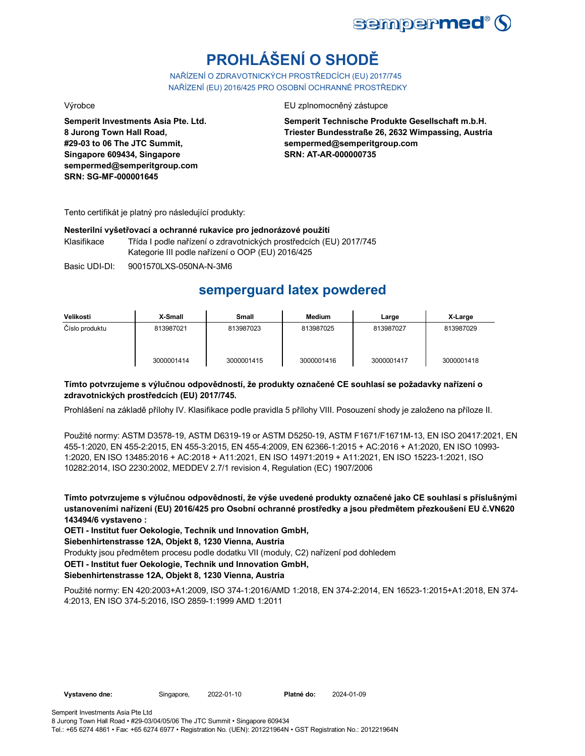# PROHLÁŠENÍ O SHODĚ

NAŘÍZENÍ O ZDRAVOTNICKÝCH PROSTŘEDCÍCH (EU) 2017/745
NAŘÍZENÍ (EU) 2016/425 PRO OSOBNÍ OCHRANNÉ PROSTŘEDKY

Výrobce

**Semperit Investments Asia Pte. Ltd.**
**8 Jurong Town Hall Road,**
**#29-03 to 06 The JTC Summit,**
**Singapore 609434, Singapore**
**sempermed@semperitgroup.com**
**SRN: SG-MF-000001645**

EU zplnomocněný zástupce

**Semperit Technische Produkte Gesellschaft m.b.H.**
**Triester Bundesstraße 26, 2632 Wimpassing, Austria**
**sempermed@semperitgroup.com**
**SRN: AT-AR-000000735**

Tento certifikát je platný pro následující produkty:

**Nesterilní vyšetřovací a ochranné rukavice pro jednorázové použití**

Klasifikace: Třída I podle nařízení o zdravotnických prostředcích (EU) 2017/745
Kategorie III podle nařízení o OOP (EU) 2016/425

Basic UDI-DI: 9001570LXS-050NA-N-3M6

## semperguard latex powdered

| Velikosti | X-Small | Small | Medium | Large | X-Large |
|---|---|---|---|---|---|
| Číslo produktu | 813987021<br>3000001414 | 813987023<br>3000001415 | 813987025<br>3000001416 | 813987027<br>3000001417 | 813987029<br>3000001418 |

**Tímto potvrzujeme s výlučnou odpovědností, že produkty označené CE souhlasí se požadavky nařízení o zdravotnických prostředcích (EU) 2017/745.**

Prohlášení na základě přílohy IV. Klasifikace podle pravidla 5 přílohy VIII. Posouzení shody je založeno na příloze II.

Použité normy: ASTM D3578-19, ASTM D6319-19 or ASTM D5250-19, ASTM F1671/F1671M-13, EN ISO 20417:2021, EN 455-1:2020, EN 455-2:2015, EN 455-3:2015, EN 455-4:2009, EN 62366-1:2015 + AC:2016 + A1:2020, EN ISO 10993-1:2020, EN ISO 13485:2016 + AC:2018 + A11:2021, EN ISO 14971:2019 + A11:2021, EN ISO 15223-1:2021, ISO 10282:2014, ISO 2230:2002, MEDDEV 2.7/1 revision 4, Regulation (EC) 1907/2006

**Tímto potvrzujeme s výlučnou odpovědností, že výše uvedené produkty označené jako CE souhlasí s příslušnými ustanoveními nařízení (EU) 2016/425 pro Osobní ochranné prostředky a jsou předmětem přezkoušení EU č.VN620 143494/6 vystaveno :**

**OETI - Institut fuer Oekologie, Technik und Innovation GmbH,**
**Siebenhirtenstrasse 12A, Objekt 8, 1230 Vienna, Austria**

Produkty jsou předmětem procesu podle dodatku VII (moduly, C2) nařízení pod dohledem

**OETI - Institut fuer Oekologie, Technik und Innovation GmbH,**
**Siebenhirtenstrasse 12A, Objekt 8, 1230 Vienna, Austria**

Použité normy: EN 420:2003+A1:2009, ISO 374-1:2016/AMD 1:2018, EN 374-2:2014, EN 16523-1:2015+A1:2018, EN 374-4:2013, EN ISO 374-5:2016, ISO 2859-1:1999 AMD 1:2011

**Vystaveno dne:** Singapore, 2022-01-10 **Platné do:** 2024-01-09

Semperit Investments Asia Pte Ltd
8 Jurong Town Hall Road • #29-03/04/05/06 The JTC Summit • Singapore 609434
Tel.: +65 6274 4861 • Fax: +65 6274 6977 • Registration No. (UEN): 201221964N • GST Registration No.: 201221964N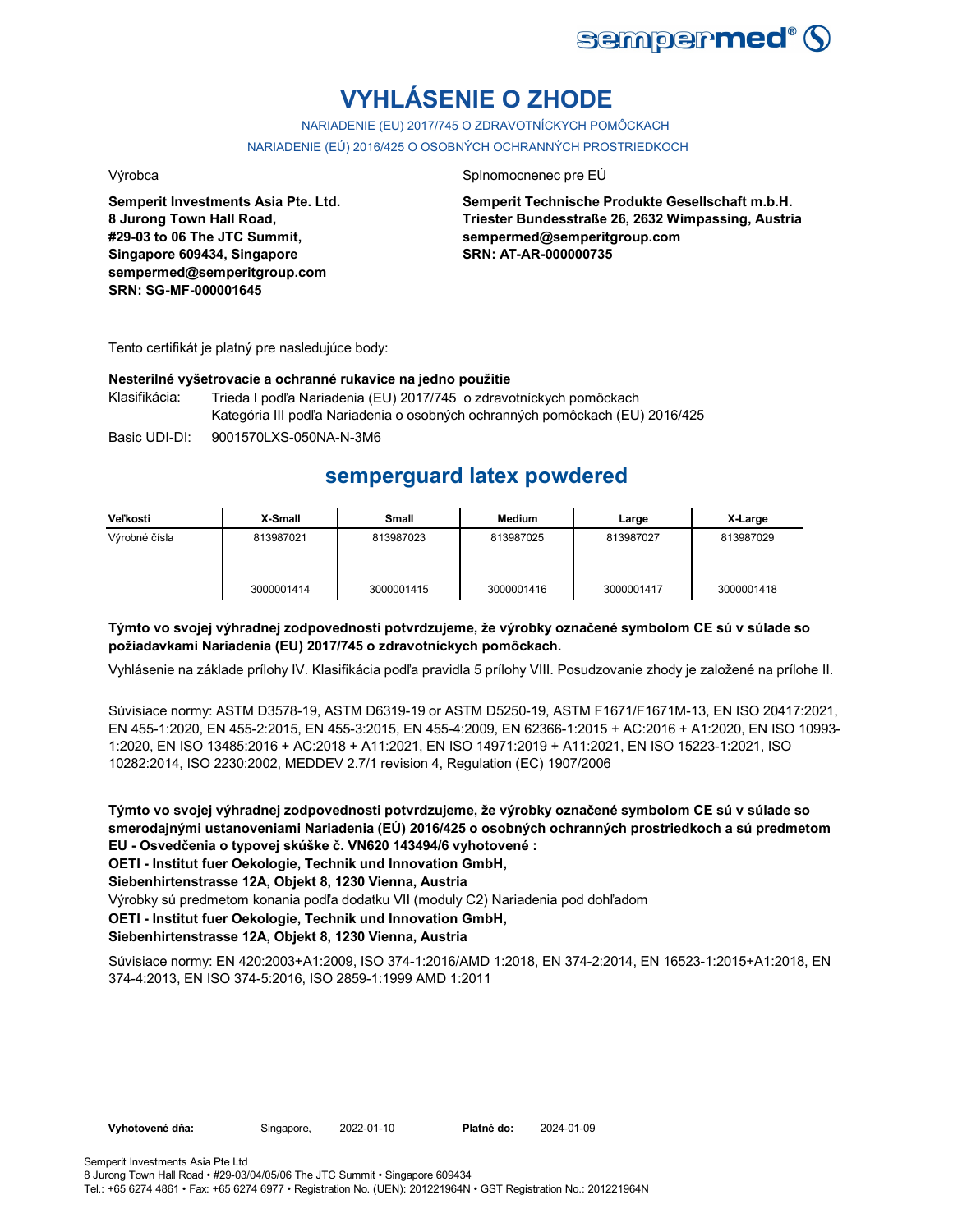# VYHLÁSENIE O ZHODE

NARIADENIE (EU) 2017/745 O ZDRAVOTNÍCKYCH POMÔCKACH

NARIADENIE (EÚ) 2016/425 O OSOBNÝCH OCHRANNÝCH PROSTRIEDKOCH

Výrobca

**Semperit Investments Asia Pte. Ltd.**
**8 Jurong Town Hall Road,**
**#29-03 to 06 The JTC Summit,**
**Singapore 609434, Singapore**
**sempermed@semperitgroup.com**
**SRN: SG-MF-000001645**

Splnomocnenec pre EÚ

**Semperit Technische Produkte Gesellschaft m.b.H.**
**Triester Bundesstraße 26, 2632 Wimpassing, Austria**
**sempermed@semperitgroup.com**
**SRN: AT-AR-000000735**

Tento certifikát je platný pre nasledujúce body:

**Nesterilné vyšetrovacie a ochranné rukavice na jedno použitie**

Klasifikácia: Trieda I podľa Nariadenia (EU) 2017/745 o zdravotníckych pomôckach
Kategória III podľa Nariadenia o osobných ochranných pomôckach (EU) 2016/425

Basic UDI-DI: 9001570LXS-050NA-N-3M6

## semperguard latex powdered

| Veľkosti | X-Small | Small | Medium | Large | X-Large |
|---|---|---|---|---|---|
| Výrobné čísla | 813987021 | 813987023 | 813987025 | 813987027 | 813987029 |
| | 3000001414 | 3000001415 | 3000001416 | 3000001417 | 3000001418 |

**Týmto vo svojej výhradnej zodpovednosti potvrdzujeme, že výrobky označené symbolom CE sú v súlade so požiadavkami Nariadenia (EU) 2017/745 o zdravotníckych pomôckach.**

Vyhlásenie na základe prílohy IV. Klasifikácia podľa pravidla 5 prílohy VIII. Posudzovanie zhody je založené na prílohe II.

Súvisiace normy: ASTM D3578-19, ASTM D6319-19 or ASTM D5250-19, ASTM F1671/F1671M-13, EN ISO 20417:2021, EN 455-1:2020, EN 455-2:2015, EN 455-3:2015, EN 455-4:2009, EN 62366-1:2015 + AC:2016 + A1:2020, EN ISO 10993-1:2020, EN ISO 13485:2016 + AC:2018 + A11:2021, EN ISO 14971:2019 + A11:2021, EN ISO 15223-1:2021, ISO 10282:2014, ISO 2230:2002, MEDDEV 2.7/1 revision 4, Regulation (EC) 1907/2006

**Týmto vo svojej výhradnej zodpovednosti potvrdzujeme, že výrobky označené symbolom CE sú v súlade so smerodajnými ustanoveniami Nariadenia (EÚ) 2016/425 o osobných ochranných prostriedkoch a sú predmetom EU - Osvedčenia o typovej skúške č. VN620 143494/6 vyhotovené :**
**OETI - Institut fuer Oekologie, Technik und Innovation GmbH,**
**Siebenhirtenstrasse 12A, Objekt 8, 1230 Vienna, Austria**

Výrobky sú predmetom konania podľa dodatku VII (moduly C2) Nariadenia pod dohľadom
**OETI - Institut fuer Oekologie, Technik und Innovation GmbH,**
**Siebenhirtenstrasse 12A, Objekt 8, 1230 Vienna, Austria**

Súvisiace normy: EN 420:2003+A1:2009, ISO 374-1:2016/AMD 1:2018, EN 374-2:2014, EN 16523-1:2015+A1:2018, EN 374-4:2013, EN ISO 374-5:2016, ISO 2859-1:1999 AMD 1:2011

**Vyhotovené dňa:** Singapore, 2022-01-10 **Platné do:** 2024-01-09

Semperit Investments Asia Pte Ltd
8 Jurong Town Hall Road • #29-03/04/05/06 The JTC Summit • Singapore 609434
Tel.: +65 6274 4861 • Fax: +65 6274 6977 • Registration No. (UEN): 201221964N • GST Registration No.: 201221964N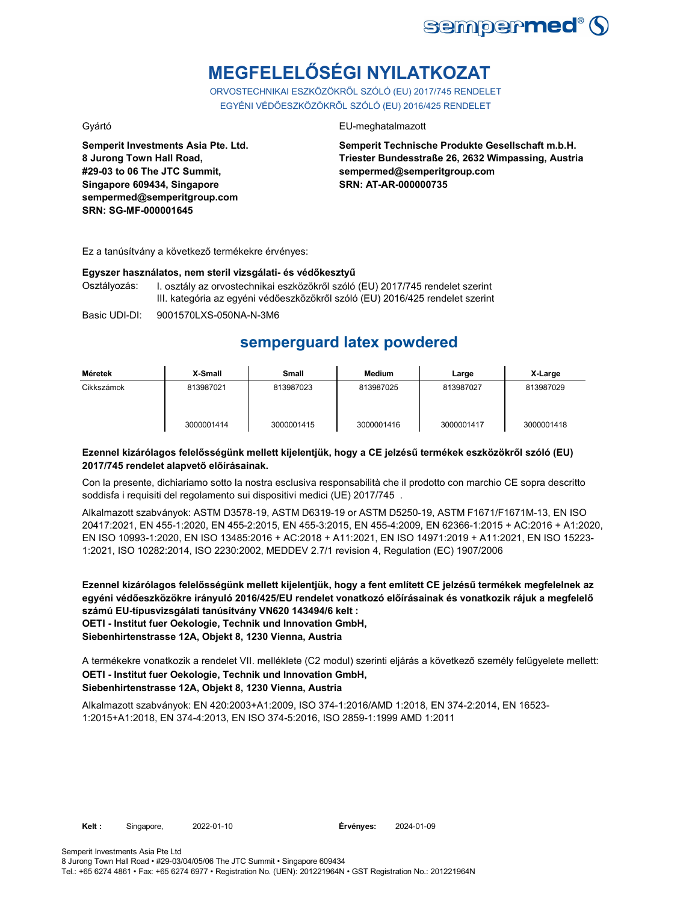# MEGFELELŐSÉGI NYILATKOZAT

ORVOSTECHNIKAI ESZKÖZÖKRŐL SZÓLÓ (EU) 2017/745 RENDELET
EGYÉNI VÉDŐESZKÖZÖKRŐL SZÓLÓ (EU) 2016/425 RENDELET

Gyártó

**Semperit Investments Asia Pte. Ltd.**
**8 Jurong Town Hall Road,**
**#29-03 to 06 The JTC Summit,**
**Singapore 609434, Singapore**
**sempermed@semperitgroup.com**
**SRN: SG-MF-000001645**

EU-meghatalmazott

**Semperit Technische Produkte Gesellschaft m.b.H.**
**Triester Bundesstraße 26, 2632 Wimpassing, Austria**
**sempermed@semperitgroup.com**
**SRN: AT-AR-000000735**

Ez a tanúsítvány a következő termékekre érvényes:

**Egyszer használatos, nem steril vizsgálati- és védőkesztyű**

Osztályozás: I. osztály az orvostechnikai eszközökről szóló (EU) 2017/745 rendelet szerint
III. kategória az egyéni védőeszközökről szóló (EU) 2016/425 rendelet szerint

Basic UDI-DI: 9001570LXS-050NA-N-3M6

## semperguard latex powdered

| Méretek | X-Small | Small | Medium | Large | X-Large |
|---|---|---|---|---|---|
| Cikkszámok | 813987021 | 813987023 | 813987025 | 813987027 | 813987029 |
| | 3000001414 | 3000001415 | 3000001416 | 3000001417 | 3000001418 |

**Ezennel kizárólagos felelősségünk mellett kijelentjük, hogy a CE jelzésű termékek eszközökről szóló (EU) 2017/745 rendelet alapvető előírásainak.**

Con la presente, dichiariamo sotto la nostra esclusiva responsabilità che il prodotto con marchio CE sopra descritto soddisfa i requisiti del regolamento sui dispositivi medici (UE) 2017/745 .

Alkalmazott szabványok: ASTM D3578-19, ASTM D6319-19 or ASTM D5250-19, ASTM F1671/F1671M-13, EN ISO 20417:2021, EN 455-1:2020, EN 455-2:2015, EN 455-3:2015, EN 455-4:2009, EN 62366-1:2015 + AC:2016 + A1:2020, EN ISO 10993-1:2020, EN ISO 13485:2016 + AC:2018 + A11:2021, EN ISO 14971:2019 + A11:2021, EN ISO 15223-1:2021, ISO 10282:2014, ISO 2230:2002, MEDDEV 2.7/1 revision 4, Regulation (EC) 1907/2006

**Ezennel kizárólagos felelősségünk mellett kijelentjük, hogy a fent említett CE jelzésű termékek megfelelnek az egyéni védőeszközökre irányuló 2016/425/EU rendelet vonatkozó előírásainak és vonatkozik rájuk a megfelelő számú EU-típusvizsgálati tanúsítvány VN620 143494/6 kelt :**
**OETI - Institut fuer Oekologie, Technik und Innovation GmbH,**
**Siebenhirtenstrasse 12A, Objekt 8, 1230 Vienna, Austria**

A termékekre vonatkozik a rendelet VII. melléklete (C2 modul) szerinti eljárás a következő személy felügyelete mellett:
**OETI - Institut fuer Oekologie, Technik und Innovation GmbH,**
**Siebenhirtenstrasse 12A, Objekt 8, 1230 Vienna, Austria**

Alkalmazott szabványok: EN 420:2003+A1:2009, ISO 374-1:2016/AMD 1:2018, EN 374-2:2014, EN 16523-1:2015+A1:2018, EN 374-4:2013, EN ISO 374-5:2016, ISO 2859-1:1999 AMD 1:2011

**Kelt :** Singapore, 2022-01-10 **Érvényes:** 2024-01-09

Semperit Investments Asia Pte Ltd
8 Jurong Town Hall Road • #29-03/04/05/06 The JTC Summit • Singapore 609434
Tel.: +65 6274 4861 • Fax: +65 6274 6977 • Registration No. (UEN): 201221964N • GST Registration No.: 201221964N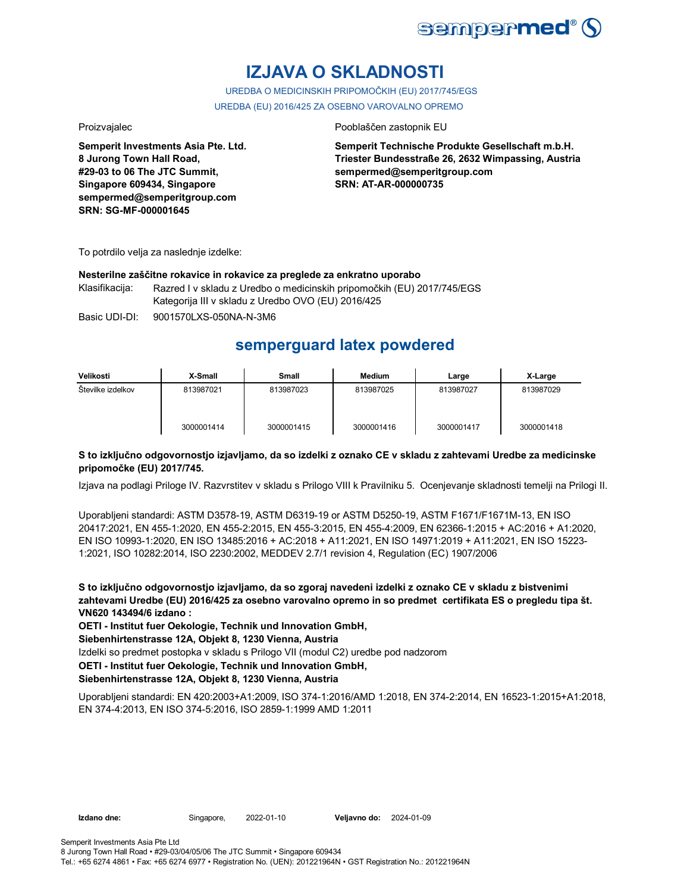# IZJAVA O SKLADNOSTI

UREDBA O MEDICINSKIH PRIPOMOČKIH (EU) 2017/745/EGS

UREDBA (EU) 2016/425 ZA OSEBNO VAROVALNO OPREMO

Proizvajalec

**Semperit Investments Asia Pte. Ltd.**
**8 Jurong Town Hall Road,**
**#29-03 to 06 The JTC Summit,**
**Singapore 609434, Singapore**
**sempermed@semperitgroup.com**
**SRN: SG-MF-000001645**

Pooblaščen zastopnik EU

**Semperit Technische Produkte Gesellschaft m.b.H.**
**Triester Bundesstraße 26, 2632 Wimpassing, Austria**
**sempermed@semperitgroup.com**
**SRN: AT-AR-000000735**

To potrdilo velja za naslednje izdelke:

**Nesterilne zaščitne rokavice in rokavice za preglede za enkratno uporabo**

Klasifikacija: Razred I v skladu z Uredbo o medicinskih pripomočkih (EU) 2017/745/EGS
Kategorija III v skladu z Uredbo OVO (EU) 2016/425

Basic UDI-DI: 9001570LXS-050NA-N-3M6

## semperguard latex powdered

| Velikosti | X-Small | Small | Medium | Large | X-Large |
|---|---|---|---|---|---|
| Številke izdelkov | 813987021<br>3000001414 | 813987023<br>3000001415 | 813987025<br>3000001416 | 813987027<br>3000001417 | 813987029<br>3000001418 |

**S to izključno odgovornostjo izjavljamo, da so izdelki z oznako CE v skladu z zahtevami Uredbe za medicinske pripomočke (EU) 2017/745.**

Izjava na podlagi Priloge IV. Razvrstitev v skladu s Prilogo VIII k Pravilniku 5. Ocenjevanje skladnosti temelji na Prilogi II.

Uporabljeni standardi: ASTM D3578-19, ASTM D6319-19 or ASTM D5250-19, ASTM F1671/F1671M-13, EN ISO 20417:2021, EN 455-1:2020, EN 455-2:2015, EN 455-3:2015, EN 455-4:2009, EN 62366-1:2015 + AC:2016 + A1:2020, EN ISO 10993-1:2020, EN ISO 13485:2016 + AC:2018 + A11:2021, EN ISO 14971:2019 + A11:2021, EN ISO 15223-1:2021, ISO 10282:2014, ISO 2230:2002, MEDDEV 2.7/1 revision 4, Regulation (EC) 1907/2006

**S to izključno odgovornostjo izjavljamo, da so zgoraj navedeni izdelki z oznako CE v skladu z bistvenimi zahtevami Uredbe (EU) 2016/425 za osebno varovalno opremo in so predmet certifikata ES o pregledu tipa št. VN620 143494/6 izdano :**

**OETI - Institut fuer Oekologie, Technik und Innovation GmbH,**

**Siebenhirtenstrasse 12A, Objekt 8, 1230 Vienna, Austria**

Izdelki so predmet postopka v skladu s Prilogo VII (modul C2) uredbe pod nadzorom

**OETI - Institut fuer Oekologie, Technik und Innovation GmbH,**

**Siebenhirtenstrasse 12A, Objekt 8, 1230 Vienna, Austria**

Uporabljeni standardi: EN 420:2003+A1:2009, ISO 374-1:2016/AMD 1:2018, EN 374-2:2014, EN 16523-1:2015+A1:2018, EN 374-4:2013, EN ISO 374-5:2016, ISO 2859-1:1999 AMD 1:2011

**Izdano dne:** Singapore, 2022-01-10 **Veljavno do:** 2024-01-09

Semperit Investments Asia Pte Ltd
8 Jurong Town Hall Road • #29-03/04/05/06 The JTC Summit • Singapore 609434
Tel.: +65 6274 4861 • Fax: +65 6274 6977 • Registration No. (UEN): 201221964N • GST Registration No.: 201221964N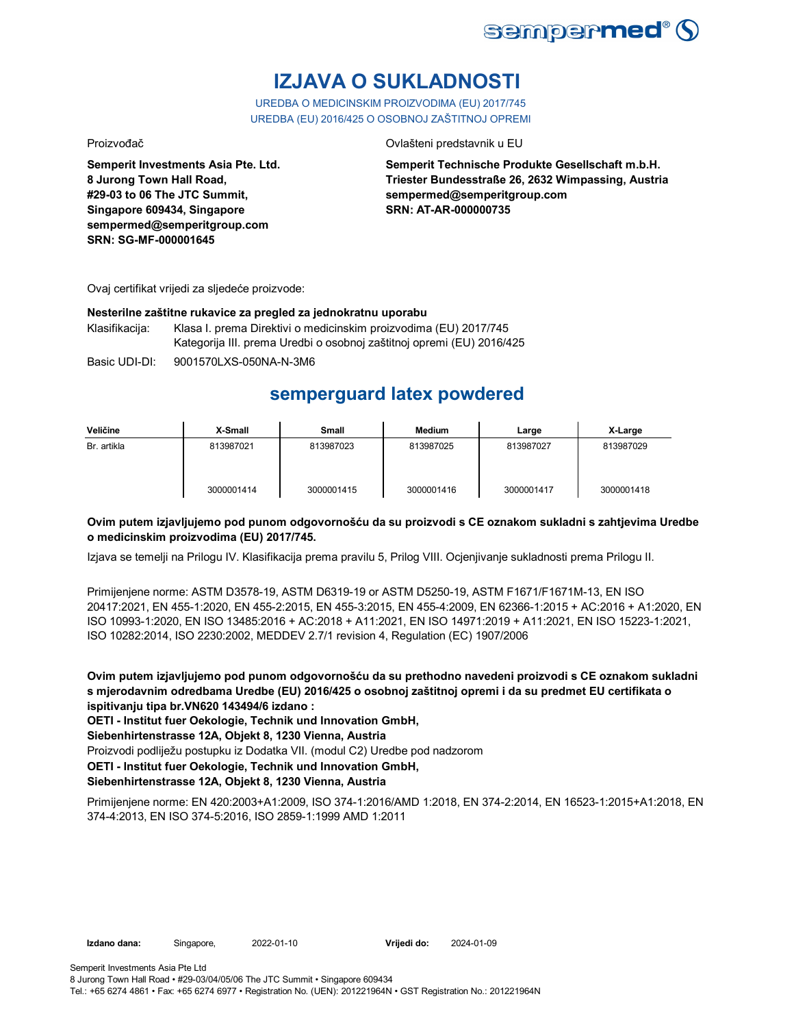# IZJAVA O SUKLADNOSTI

UREDBA O MEDICINSKIM PROIZVODIMA (EU) 2017/745
UREDBA (EU) 2016/425 O OSOBNOJ ZAŠTITNOJ OPREMI

Proizvođač

**Semperit Investments Asia Pte. Ltd.**
**8 Jurong Town Hall Road,**
**#29-03 to 06 The JTC Summit,**
**Singapore 609434, Singapore**
**sempermed@semperitgroup.com**
**SRN: SG-MF-000001645**

Ovlašteni predstavnik u EU

**Semperit Technische Produkte Gesellschaft m.b.H.**
**Triester Bundesstraße 26, 2632 Wimpassing, Austria**
**sempermed@semperitgroup.com**
**SRN: AT-AR-000000735**

Ovaj certifikat vrijedi za sljedeće proizvode:

**Nesterilne zaštitne rukavice za pregled za jednokratnu uporabu**

Klasifikacija: Klasa I. prema Direktivi o medicinskim proizvodima (EU) 2017/745
Kategorija III. prema Uredbi o osobnoj zaštitnoj opremi (EU) 2016/425

Basic UDI-DI: 9001570LXS-050NA-N-3M6

## semperguard latex powdered

| Veličine | X-Small | Small | Medium | Large | X-Large |
|---|---|---|---|---|---|
| Br. artikla | 813987021<br>3000001414 | 813987023<br>3000001415 | 813987025<br>3000001416 | 813987027<br>3000001417 | 813987029<br>3000001418 |

**Ovim putem izjavljujemo pod punom odgovornošću da su proizvodi s CE oznakom sukladni s zahtjevima Uredbe o medicinskim proizvodima (EU) 2017/745.**

Izjava se temelji na Prilogu IV. Klasifikacija prema pravilu 5, Prilog VIII. Ocjenjivanje sukladnosti prema Prilogu II.

Primijenjene norme: ASTM D3578-19, ASTM D6319-19 or ASTM D5250-19, ASTM F1671/F1671M-13, EN ISO 20417:2021, EN 455-1:2020, EN 455-2:2015, EN 455-3:2015, EN 455-4:2009, EN 62366-1:2015 + AC:2016 + A1:2020, EN ISO 10993-1:2020, EN ISO 13485:2016 + AC:2018 + A11:2021, EN ISO 14971:2019 + A11:2021, EN ISO 15223-1:2021, ISO 10282:2014, ISO 2230:2002, MEDDEV 2.7/1 revision 4, Regulation (EC) 1907/2006

**Ovim putem izjavljujemo pod punom odgovornošću da su prethodno navedeni proizvodi s CE oznakom sukladni s mjerodavnim odredbama Uredbe (EU) 2016/425 o osobnoj zaštitnoj opremi i da su predmet EU certifikata o ispitivanju tipa br.VN620 143494/6 izdano :**
**OETI - Institut fuer Oekologie, Technik und Innovation GmbH,**
**Siebenhirtenstrasse 12A, Objekt 8, 1230 Vienna, Austria**

Proizvodi podliježu postupku iz Dodatka VII. (modul C2) Uredbe pod nadzorom

**OETI - Institut fuer Oekologie, Technik und Innovation GmbH,**
**Siebenhirtenstrasse 12A, Objekt 8, 1230 Vienna, Austria**

Primijenjene norme: EN 420:2003+A1:2009, ISO 374-1:2016/AMD 1:2018, EN 374-2:2014, EN 16523-1:2015+A1:2018, EN 374-4:2013, EN ISO 374-5:2016, ISO 2859-1:1999 AMD 1:2011

**Izdano dana:** Singapore, 2022-01-10 **Vrijedi do:** 2024-01-09

Semperit Investments Asia Pte Ltd
8 Jurong Town Hall Road • #29-03/04/05/06 The JTC Summit • Singapore 609434
Tel.: +65 6274 4861 • Fax: +65 6274 6977 • Registration No. (UEN): 201221964N • GST Registration No.: 201221964N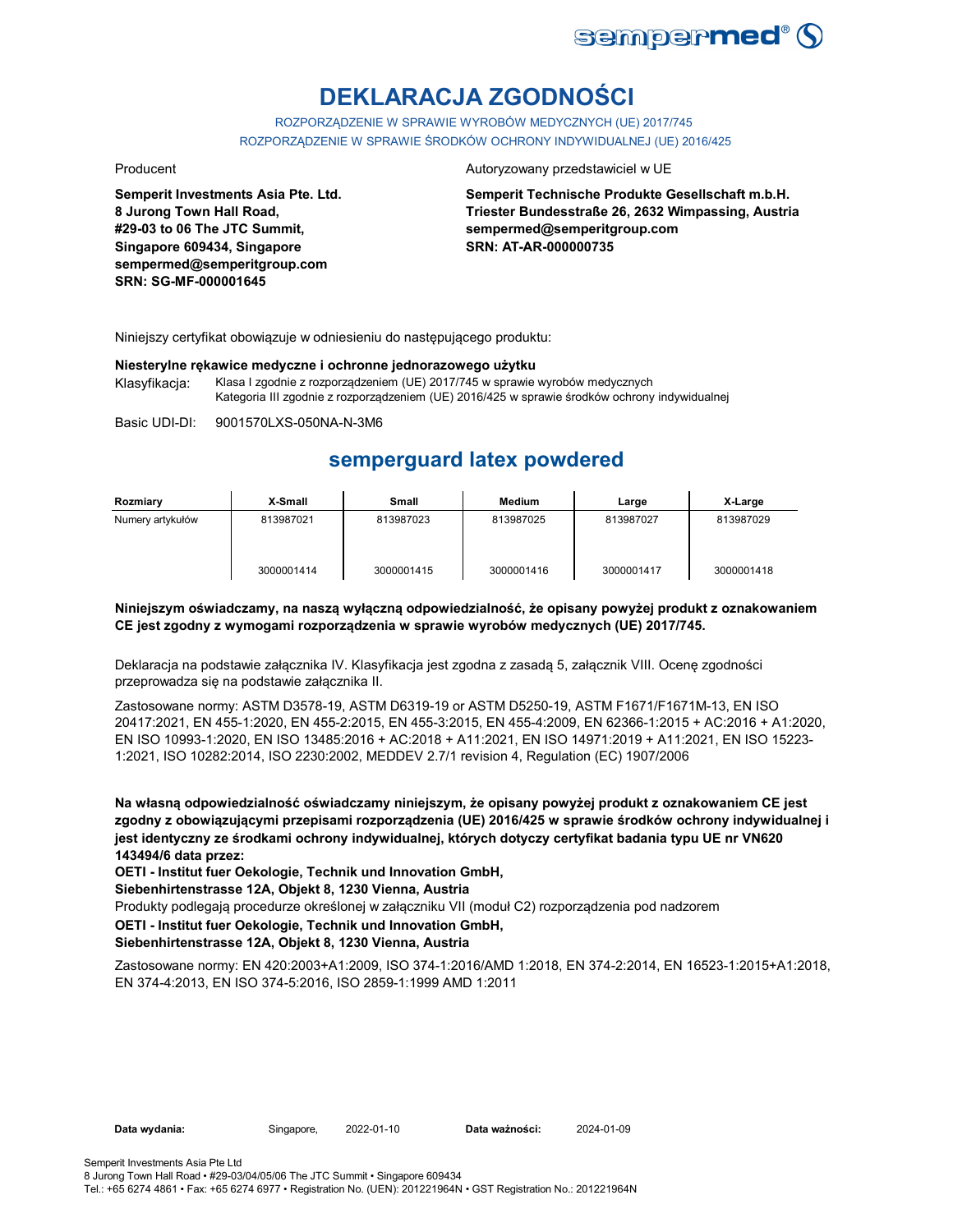# DEKLARACJA ZGODNOŚCI

ROZPORZĄDZENIE W SPRAWIE WYROBÓW MEDYCZNYCH (UE) 2017/745
ROZPORZĄDZENIE W SPRAWIE ŚRODKÓW OCHRONY INDYWIDUALNEJ (UE) 2016/425

Producent

**Semperit Investments Asia Pte. Ltd.**
**8 Jurong Town Hall Road,**
**#29-03 to 06 The JTC Summit,**
**Singapore 609434, Singapore**
**sempermed@semperitgroup.com**
**SRN: SG-MF-000001645**

Autoryzowany przedstawiciel w UE

**Semperit Technische Produkte Gesellschaft m.b.H.**
**Triester Bundesstraße 26, 2632 Wimpassing, Austria**
**sempermed@semperitgroup.com**
**SRN: AT-AR-000000735**

Niniejszy certyfikat obowiązuje w odniesieniu do następującego produktu:

**Niesterylne rękawice medyczne i ochronne jednorazowego użytku**

Klasyfikacja: Klasa I zgodnie z rozporządzeniem (UE) 2017/745 w sprawie wyrobów medycznych
Kategoria III zgodnie z rozporządzeniem (UE) 2016/425 w sprawie środków ochrony indywidualnej

Basic UDI-DI: 9001570LXS-050NA-N-3M6

## semperguard latex powdered

| Rozmiary | X-Small | Small | Medium | Large | X-Large |
|---|---|---|---|---|---|
| Numery artykułów | 813987021<br><br>3000001414 | 813987023<br><br>3000001415 | 813987025<br><br>3000001416 | 813987027<br><br>3000001417 | 813987029<br><br>3000001418 |

**Niniejszym oświadczamy, na naszą wyłączną odpowiedzialność, że opisany powyżej produkt z oznakowaniem CE jest zgodny z wymogami rozporządzenia w sprawie wyrobów medycznych (UE) 2017/745.**

Deklaracja na podstawie załącznika IV. Klasyfikacja jest zgodna z zasadą 5, załącznik VIII. Ocenę zgodności przeprowadza się na podstawie załącznika II.

Zastosowane normy: ASTM D3578-19, ASTM D6319-19 or ASTM D5250-19, ASTM F1671/F1671M-13, EN ISO 20417:2021, EN 455-1:2020, EN 455-2:2015, EN 455-3:2015, EN 455-4:2009, EN 62366-1:2015 + AC:2016 + A1:2020, EN ISO 10993-1:2020, EN ISO 13485:2016 + AC:2018 + A11:2021, EN ISO 14971:2019 + A11:2021, EN ISO 15223-1:2021, ISO 10282:2014, ISO 2230:2002, MEDDEV 2.7/1 revision 4, Regulation (EC) 1907/2006

**Na własną odpowiedzialność oświadczamy niniejszym, że opisany powyżej produkt z oznakowaniem CE jest zgodny z obowiązującymi przepisami rozporządzenia (UE) 2016/425 w sprawie środków ochrony indywidualnej i jest identyczny ze środkami ochrony indywidualnej, których dotyczy certyfikat badania typu UE nr VN620 143494/6 data przez:**
**OETI - Institut fuer Oekologie, Technik und Innovation GmbH,**
**Siebenhirtenstrasse 12A, Objekt 8, 1230 Vienna, Austria**
Produkty podlegają procedurze określonej w załączniku VII (moduł C2) rozporządzenia pod nadzorem
**OETI - Institut fuer Oekologie, Technik und Innovation GmbH,**
**Siebenhirtenstrasse 12A, Objekt 8, 1230 Vienna, Austria**

Zastosowane normy: EN 420:2003+A1:2009, ISO 374-1:2016/AMD 1:2018, EN 374-2:2014, EN 16523-1:2015+A1:2018, EN 374-4:2013, EN ISO 374-5:2016, ISO 2859-1:1999 AMD 1:2011

**Data wydania:** Singapore, 2022-01-10 **Data ważności:** 2024-01-09

Semperit Investments Asia Pte Ltd
8 Jurong Town Hall Road • #29-03/04/05/06 The JTC Summit • Singapore 609434
Tel.: +65 6274 4861 • Fax: +65 6274 6977 • Registration No. (UEN): 201221964N • GST Registration No.: 201221964N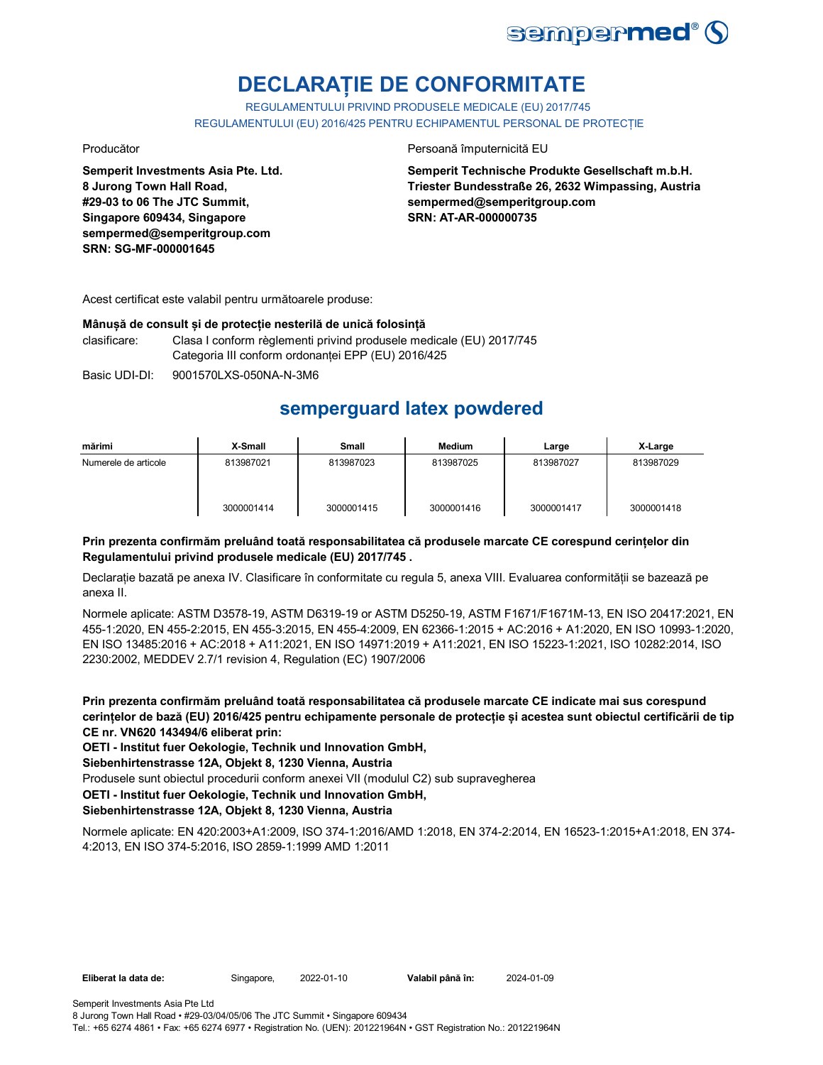# DECLARAȚIE DE CONFORMITATE

REGULAMENTULUI PRIVIND PRODUSELE MEDICALE (EU) 2017/745
REGULAMENTULUI (EU) 2016/425 PENTRU ECHIPAMENTUL PERSONAL DE PROTECȚIE

Producător

**Semperit Investments Asia Pte. Ltd.**
**8 Jurong Town Hall Road,**
**#29-03 to 06 The JTC Summit,**
**Singapore 609434, Singapore**
**sempermed@semperitgroup.com**
**SRN: SG-MF-000001645**

Persoană împuternicită EU

**Semperit Technische Produkte Gesellschaft m.b.H.**
**Triester Bundesstraße 26, 2632 Wimpassing, Austria**
**sempermed@semperitgroup.com**
**SRN: AT-AR-000000735**

Acest certificat este valabil pentru următoarele produse:

**Mânușă de consult și de protecție nesterilă de unică folosință**

clasificare: Clasa I conform règlementi privind produsele medicale (EU) 2017/745
Categoria III conform ordonanței EPP (EU) 2016/425

Basic UDI-DI: 9001570LXS-050NA-N-3M6

## semperguard latex powdered

| mărimi | X-Small | Small | Medium | Large | X-Large |
|---|---|---|---|---|---|
| Numerele de articole | 813987021<br><br>3000001414 | 813987023<br><br>3000001415 | 813987025<br><br>3000001416 | 813987027<br><br>3000001417 | 813987029<br><br>3000001418 |

**Prin prezenta confirmăm preluând toată responsabilitatea că produsele marcate CE corespund cerințelor din Regulamentului privind produsele medicale (EU) 2017/745 .**

Declarație bazată pe anexa IV. Clasificare în conformitate cu regula 5, anexa VIII. Evaluarea conformității se bazează pe anexa II.

Normele aplicate: ASTM D3578-19, ASTM D6319-19 or ASTM D5250-19, ASTM F1671/F1671M-13, EN ISO 20417:2021, EN 455-1:2020, EN 455-2:2015, EN 455-3:2015, EN 455-4:2009, EN 62366-1:2015 + AC:2016 + A1:2020, EN ISO 10993-1:2020, EN ISO 13485:2016 + AC:2018 + A11:2021, EN ISO 14971:2019 + A11:2021, EN ISO 15223-1:2021, ISO 10282:2014, ISO 2230:2002, MEDDEV 2.7/1 revision 4, Regulation (EC) 1907/2006

**Prin prezenta confirmăm preluând toată responsabilitatea că produsele marcate CE indicate mai sus corespund cerințelor de bază (EU) 2016/425 pentru echipamente personale de protecție și acestea sunt obiectul certificării de tip CE nr. VN620 143494/6 eliberat prin:**

**OETI - Institut fuer Oekologie, Technik und Innovation GmbH,**
**Siebenhirtenstrasse 12A, Objekt 8, 1230 Vienna, Austria**

Produsele sunt obiectul procedurii conform anexei VII (modulul C2) sub supravegherea

**OETI - Institut fuer Oekologie, Technik und Innovation GmbH,**
**Siebenhirtenstrasse 12A, Objekt 8, 1230 Vienna, Austria**

Normele aplicate: EN 420:2003+A1:2009, ISO 374-1:2016/AMD 1:2018, EN 374-2:2014, EN 16523-1:2015+A1:2018, EN 374-4:2013, EN ISO 374-5:2016, ISO 2859-1:1999 AMD 1:2011

**Eliberat la data de:** Singapore, 2022-01-10 **Valabil până în:** 2024-01-09

Semperit Investments Asia Pte Ltd
8 Jurong Town Hall Road • #29-03/04/05/06 The JTC Summit • Singapore 609434
Tel.: +65 6274 4861 • Fax: +65 6274 6977 • Registration No. (UEN): 201221964N • GST Registration No.: 201221964N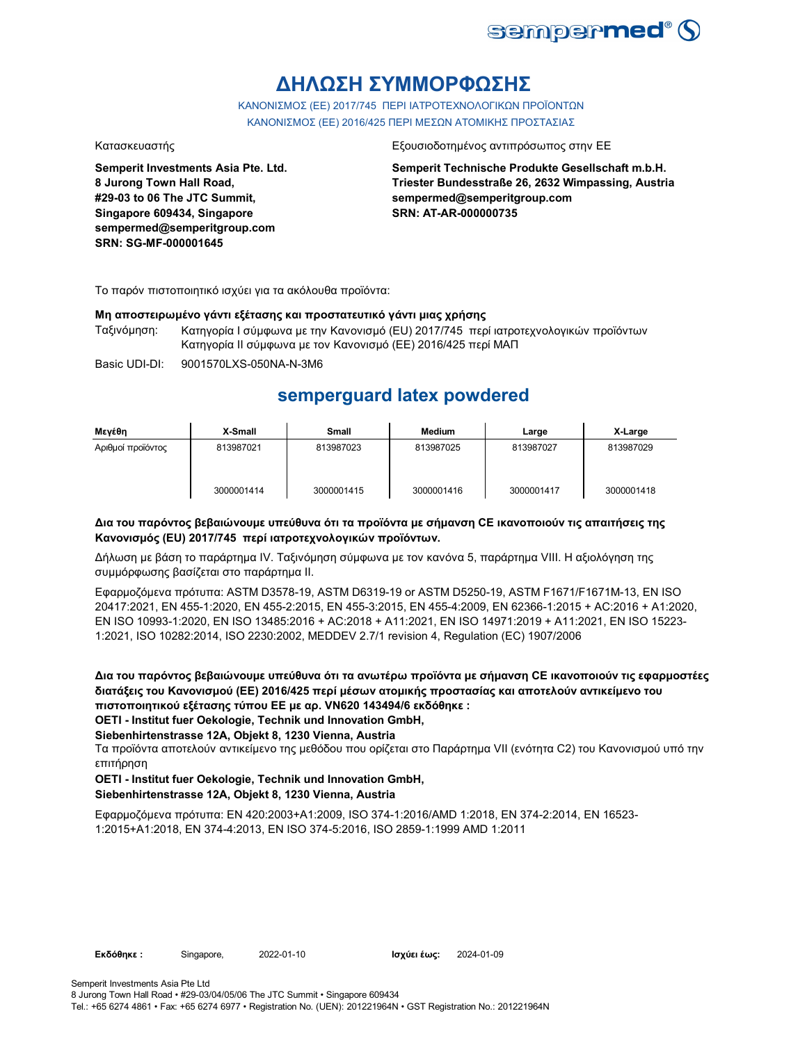# ΔΗΛΩΣΗ ΣΥΜΜΟΡΦΩΣΗΣ

ΚΑΝΟΝΙΣΜΟΣ (ΕΕ) 2017/745 ΠΕΡΙ ΙΑΤΡΟΤΕΧΝΟΛΟΓΙΚΩΝ ΠΡΟΪΟΝΤΩΝ
ΚΑΝΟΝΙΣΜΟΣ (ΕΕ) 2016/425 ΠΕΡΙ ΜΕΣΩΝ ΑΤΟΜΙΚΗΣ ΠΡΟΣΤΑΣΙΑΣ

Κατασκευαστής

**Semperit Investments Asia Pte. Ltd.**
**8 Jurong Town Hall Road,**
**#29-03 to 06 The JTC Summit,**
**Singapore 609434, Singapore**
**sempermed@semperitgroup.com**
**SRN: SG-MF-000001645**

Εξουσιοδοτημένος αντιπρόσωπος στην ΕΕ

**Semperit Technische Produkte Gesellschaft m.b.H.**
**Triester Bundesstraße 26, 2632 Wimpassing, Austria**
**sempermed@semperitgroup.com**
**SRN: AT-AR-000000735**

Το παρόν πιστοποιητικό ισχύει για τα ακόλουθα προϊόντα:

**Μη αποστειρωμένο γάντι εξέτασης και προστατευτικό γάντι μιας χρήσης**

Ταξινόμηση: Κατηγορία I σύμφωνα με την Κανονισμό (EU) 2017/745 περί ιατροτεχνολογικών προϊόντων
Κατηγορία II σύμφωνα με τον Κανονισμό (ΕΕ) 2016/425 περί ΜΑΠ

Basic UDI-DI: 9001570LXS-050NA-N-3M6

## semperguard latex powdered

| Μεγέθη | X-Small | Small | Medium | Large | X-Large |
|---|---|---|---|---|---|
| Αριθμοί προϊόντος | 813987021 | 813987023 | 813987025 | 813987027 | 813987029 |
| | 3000001414 | 3000001415 | 3000001416 | 3000001417 | 3000001418 |

**Δια του παρόντος βεβαιώνουμε υπεύθυνα ότι τα προϊόντα με σήμανση CE ικανοποιούν τις απαιτήσεις της Κανονισμός (EU) 2017/745 περί ιατροτεχνολογικών προϊόντων.**

Δήλωση με βάση το παράρτημα IV. Ταξινόμηση σύμφωνα με τον κανόνα 5, παράρτημα VIII. Η αξιολόγηση της συμμόρφωσης βασίζεται στο παράρτημα II.

Εφαρμοζόμενα πρότυπα: ASTM D3578-19, ASTM D6319-19 or ASTM D5250-19, ASTM F1671/F1671M-13, EN ISO 20417:2021, EN 455-1:2020, EN 455-2:2015, EN 455-3:2015, EN 455-4:2009, EN 62366-1:2015 + AC:2016 + A1:2020, EN ISO 10993-1:2020, EN ISO 13485:2016 + AC:2018 + A11:2021, EN ISO 14971:2019 + A11:2021, EN ISO 15223-1:2021, ISO 10282:2014, ISO 2230:2002, MEDDEV 2.7/1 revision 4, Regulation (EC) 1907/2006

**Δια του παρόντος βεβαιώνουμε υπεύθυνα ότι τα ανωτέρω προϊόντα με σήμανση CE ικανοποιούν τις εφαρμοστέες διατάξεις του Κανονισμού (ΕΕ) 2016/425 περί μέσων ατομικής προστασίας και αποτελούν αντικείμενο του πιστοποιητικού εξέτασης τύπου ΕΕ με αρ. VN620 143494/6 εκδόθηκε :**
**OETI - Institut fuer Oekologie, Technik und Innovation GmbH,**
**Siebenhirtenstrasse 12A, Objekt 8, 1230 Vienna, Austria**

Τα προϊόντα αποτελούν αντικείμενο της μεθόδου που ορίζεται στο Παράρτημα VII (ενότητα C2) του Κανονισμού υπό την επιτήρηση

**OETI - Institut fuer Oekologie, Technik und Innovation GmbH,**
**Siebenhirtenstrasse 12A, Objekt 8, 1230 Vienna, Austria**

Εφαρμοζόμενα πρότυπα: EN 420:2003+A1:2009, ISO 374-1:2016/AMD 1:2018, EN 374-2:2014, EN 16523-1:2015+A1:2018, EN 374-4:2013, EN ISO 374-5:2016, ISO 2859-1:1999 AMD 1:2011

**Εκδόθηκε :** Singapore, 2022-01-10 **Ισχύει έως:** 2024-01-09

Semperit Investments Asia Pte Ltd
8 Jurong Town Hall Road • #29-03/04/05/06 The JTC Summit • Singapore 609434
Tel.: +65 6274 4861 • Fax: +65 6274 6977 • Registration No. (UEN): 201221964N • GST Registration No.: 201221964N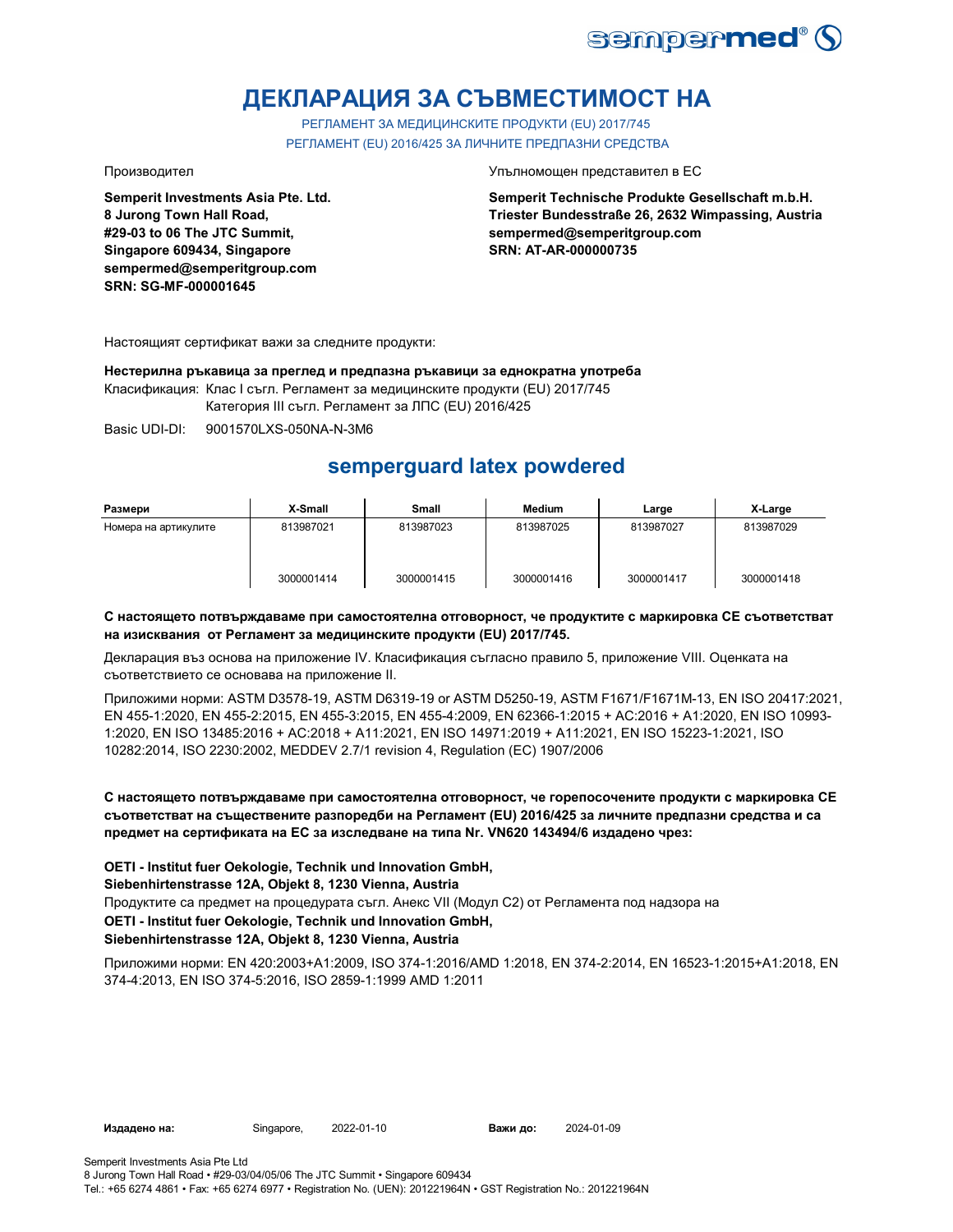# ДЕКЛАРАЦИЯ ЗА СЪВМЕСТИМОСТ НА

РЕГЛАМЕНТ ЗА МЕДИЦИНСКИТЕ ПРОДУКТИ (EU) 2017/745
РЕГЛАМЕНТ (EU) 2016/425 ЗА ЛИЧНИТЕ ПРЕДПАЗНИ СРЕДСТВА

Производител

**Semperit Investments Asia Pte. Ltd.**
**8 Jurong Town Hall Road,**
**#29-03 to 06 The JTC Summit,**
**Singapore 609434, Singapore**
**sempermed@semperitgroup.com**
**SRN: SG-MF-000001645**

Упълномощен представител в ЕС

**Semperit Technische Produkte Gesellschaft m.b.H.**
**Triester Bundesstraße 26, 2632 Wimpassing, Austria**
**sempermed@semperitgroup.com**
**SRN: AT-AR-000000735**

Настоящият сертификат важи за следните продукти:

**Нестерилна ръкавица за преглед и предпазна ръкавици за еднократна употреба**

Класификация: Клас I съгл. Регламент за медицинските продукти (EU) 2017/745
Категория III съгл. Регламент за ЛПС (EU) 2016/425

Basic UDI-DI: 9001570LXS-050NA-N-3M6

## semperguard latex powdered

| Размери | X-Small | Small | Medium | Large | X-Large |
|---|---|---|---|---|---|
| Номера на артикулите | 813987021 | 813987023 | 813987025 | 813987027 | 813987029 |
| | 3000001414 | 3000001415 | 3000001416 | 3000001417 | 3000001418 |

**С настоящето потвърждаваме при самостоятелна отговорност, че продуктите с маркировка CE съответстват на изисквания от Регламент за медицинските продукти (EU) 2017/745.**

Декларация въз основа на приложение IV. Класификация съгласно правило 5, приложение VIII. Оценката на съответствието се основава на приложение II.

Приложими норми: ASTM D3578-19, ASTM D6319-19 or ASTM D5250-19, ASTM F1671/F1671M-13, EN ISO 20417:2021, EN 455-1:2020, EN 455-2:2015, EN 455-3:2015, EN 455-4:2009, EN 62366-1:2015 + AC:2016 + A1:2020, EN ISO 10993-1:2020, EN ISO 13485:2016 + AC:2018 + A11:2021, EN ISO 14971:2019 + A11:2021, EN ISO 15223-1:2021, ISO 10282:2014, ISO 2230:2002, MEDDEV 2.7/1 revision 4, Regulation (EC) 1907/2006

**С настоящето потвърждаваме при самостоятелна отговорност, че горепосочените продукти с маркировка CE съответстват на съществените разпоредби на Регламент (EU) 2016/425 за личните предпазни средства и са предмет на сертификата на ЕС за изследване на типа Nr. VN620 143494/6 издадено чрез:**

**OETI - Institut fuer Oekologie, Technik und Innovation GmbH,**
**Siebenhirtenstrasse 12A, Objekt 8, 1230 Vienna, Austria**
Продуктите са предмет на процедурата съгл. Анекс VII (Модул C2) от Регламента под надзора на
**OETI - Institut fuer Oekologie, Technik und Innovation GmbH,**
**Siebenhirtenstrasse 12A, Objekt 8, 1230 Vienna, Austria**

Приложими норми: EN 420:2003+A1:2009, ISO 374-1:2016/AMD 1:2018, EN 374-2:2014, EN 16523-1:2015+A1:2018, EN 374-4:2013, EN ISO 374-5:2016, ISO 2859-1:1999 AMD 1:2011

**Издадено на:** Singapore, 2022-01-10 **Важи до:** 2024-01-09

Semperit Investments Asia Pte Ltd
8 Jurong Town Hall Road • #29-03/04/05/06 The JTC Summit • Singapore 609434
Tel.: +65 6274 4861 • Fax: +65 6274 6977 • Registration No. (UEN): 201221964N • GST Registration No.: 201221964N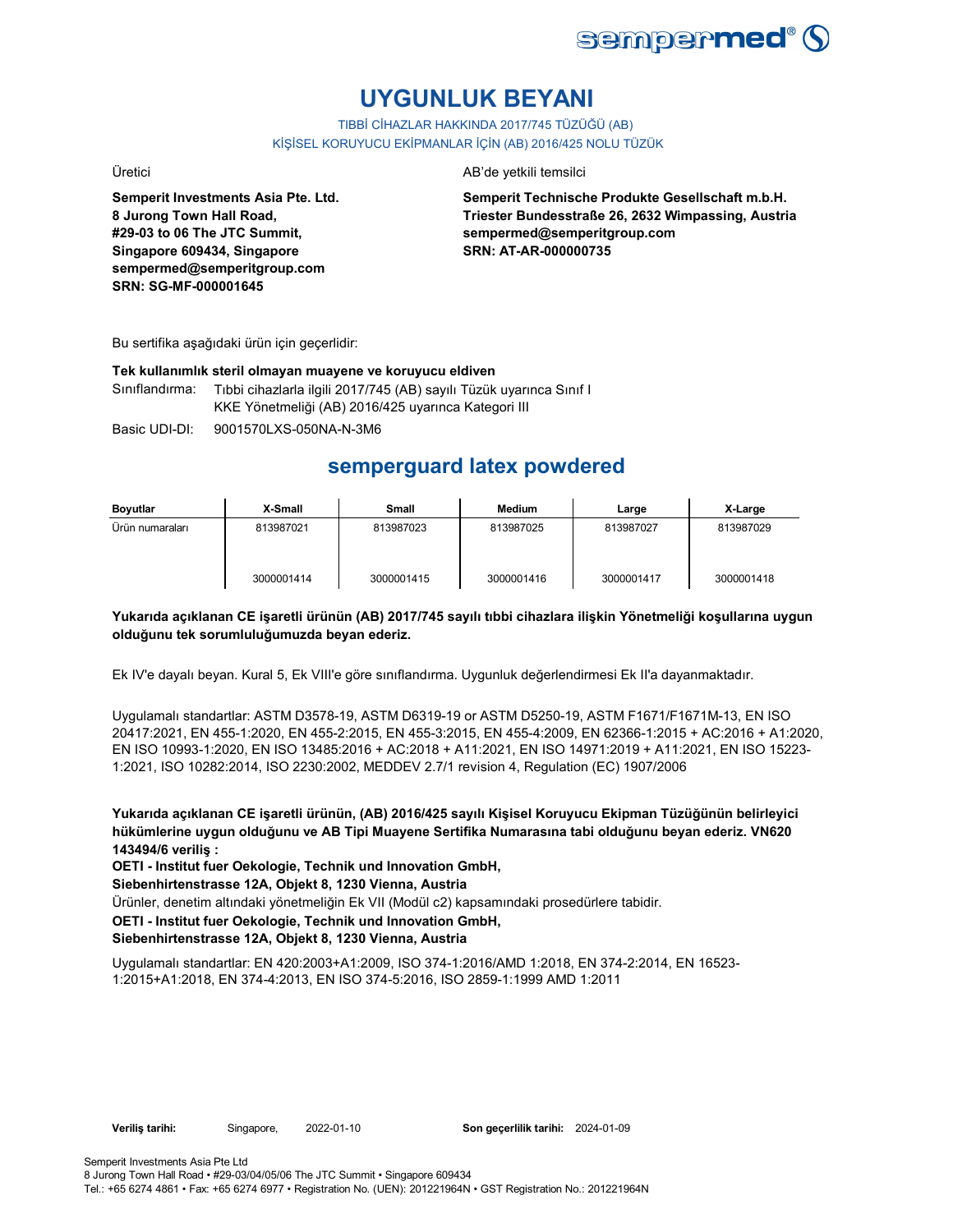# UYGUNLUK BEYANI

TIBBİ CİHAZLAR HAKKINDA 2017/745 TÜZÜĞÜ (AB)
KİŞİSEL KORUYUCU EKİPMANLAR İÇİN (AB) 2016/425 NOLU TÜZÜK

Üretici

**Semperit Investments Asia Pte. Ltd.**
**8 Jurong Town Hall Road,**
**#29-03 to 06 The JTC Summit,**
**Singapore 609434, Singapore**
**sempermed@semperitgroup.com**
**SRN: SG-MF-000001645**

AB'de yetkili temsilci

**Semperit Technische Produkte Gesellschaft m.b.H.**
**Triester Bundesstraße 26, 2632 Wimpassing, Austria**
**sempermed@semperitgroup.com**
**SRN: AT-AR-000000735**

Bu sertifika aşağıdaki ürün için geçerlidir:

**Tek kullanımlık steril olmayan muayene ve koruyucu eldiven**

Sınıflandırma: Tıbbi cihazlarla ilgili 2017/745 (AB) sayılı Tüzük uyarınca Sınıf I
KKE Yönetmeliği (AB) 2016/425 uyarınca Kategori III

Basic UDI-DI: 9001570LXS-050NA-N-3M6

## semperguard latex powdered

| Boyutlar | X-Small | Small | Medium | Large | X-Large |
|---|---|---|---|---|---|
| Ürün numaraları | 813987021<br><br>3000001414 | 813987023<br><br>3000001415 | 813987025<br><br>3000001416 | 813987027<br><br>3000001417 | 813987029<br><br>3000001418 |

**Yukarıda açıklanan CE işaretli ürünün (AB) 2017/745 sayılı tıbbi cihazlara ilişkin Yönetmeliği koşullarına uygun olduğunu tek sorumluluğumuzda beyan ederiz.**

Ek IV'e dayalı beyan. Kural 5, Ek VIII'e göre sınıflandırma. Uygunluk değerlendirmesi Ek II'a dayanmaktadır.

Uygulamalı standartlar: ASTM D3578-19, ASTM D6319-19 or ASTM D5250-19, ASTM F1671/F1671M-13, EN ISO 20417:2021, EN 455-1:2020, EN 455-2:2015, EN 455-3:2015, EN 455-4:2009, EN 62366-1:2015 + AC:2016 + A1:2020, EN ISO 10993-1:2020, EN ISO 13485:2016 + AC:2018 + A11:2021, EN ISO 14971:2019 + A11:2021, EN ISO 15223-1:2021, ISO 10282:2014, ISO 2230:2002, MEDDEV 2.7/1 revision 4, Regulation (EC) 1907/2006

**Yukarıda açıklanan CE işaretli ürünün, (AB) 2016/425 sayılı Kişisel Koruyucu Ekipman Tüzüğünün belirleyici hükümlerine uygun olduğunu ve AB Tipi Muayene Sertifika Numarasına tabi olduğunu beyan ederiz. VN620 143494/6 veriliş :**
**OETI - Institut fuer Oekologie, Technik und Innovation GmbH,**
**Siebenhirtenstrasse 12A, Objekt 8, 1230 Vienna, Austria**

Ürünler, denetim altındaki yönetmeliğin Ek VII (Modül c2) kapsamındaki prosedürlere tabidir.

**OETI - Institut fuer Oekologie, Technik und Innovation GmbH,**
**Siebenhirtenstrasse 12A, Objekt 8, 1230 Vienna, Austria**

Uygulamalı standartlar: EN 420:2003+A1:2009, ISO 374-1:2016/AMD 1:2018, EN 374-2:2014, EN 16523-1:2015+A1:2018, EN 374-4:2013, EN ISO 374-5:2016, ISO 2859-1:1999 AMD 1:2011

**Veriliş tarihi:** Singapore, 2022-01-10 **Son geçerlilik tarihi:** 2024-01-09

Semperit Investments Asia Pte Ltd
8 Jurong Town Hall Road • #29-03/04/05/06 The JTC Summit • Singapore 609434
Tel.: +65 6274 4861 • Fax: +65 6274 6977 • Registration No. (UEN): 201221964N • GST Registration No.: 201221964N